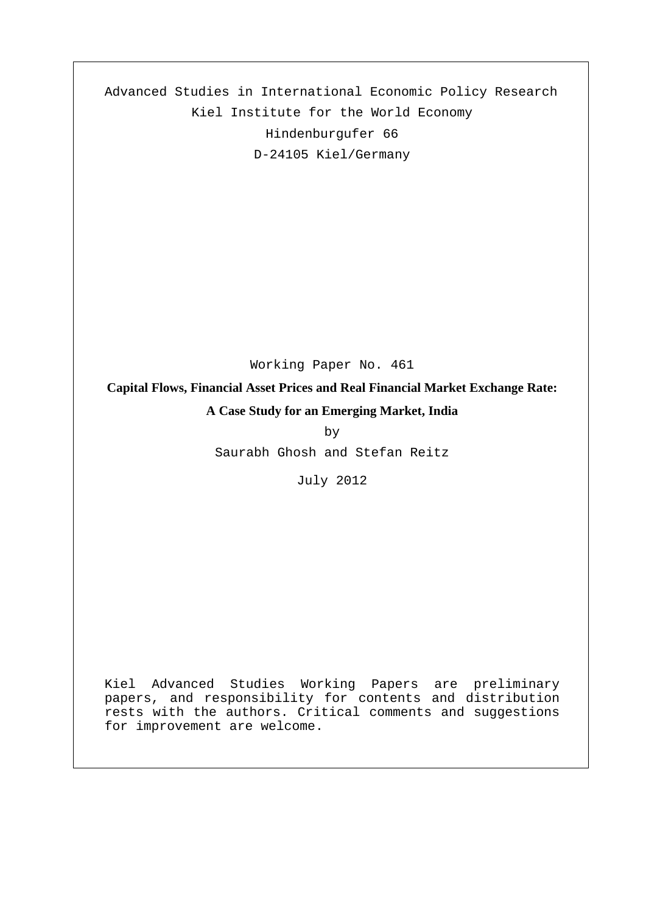Advanced Studies in International Economic Policy Research

Kiel Institute for the World Economy

Hindenburgufer 66

D-24105 Kiel/Germany

Working Paper No. 461

**Capital Flows, Financial Asset Prices and Real Financial Market Exchange Rate: A Case Study for an Emerging Market, India**

by

Saurabh Ghosh and Stefan Reitz

July 2012

Kiel Advanced Studies Working Papers are preliminary papers, and responsibility for contents and distribution rests with the authors. Critical comments and suggestions for improvement are welcome.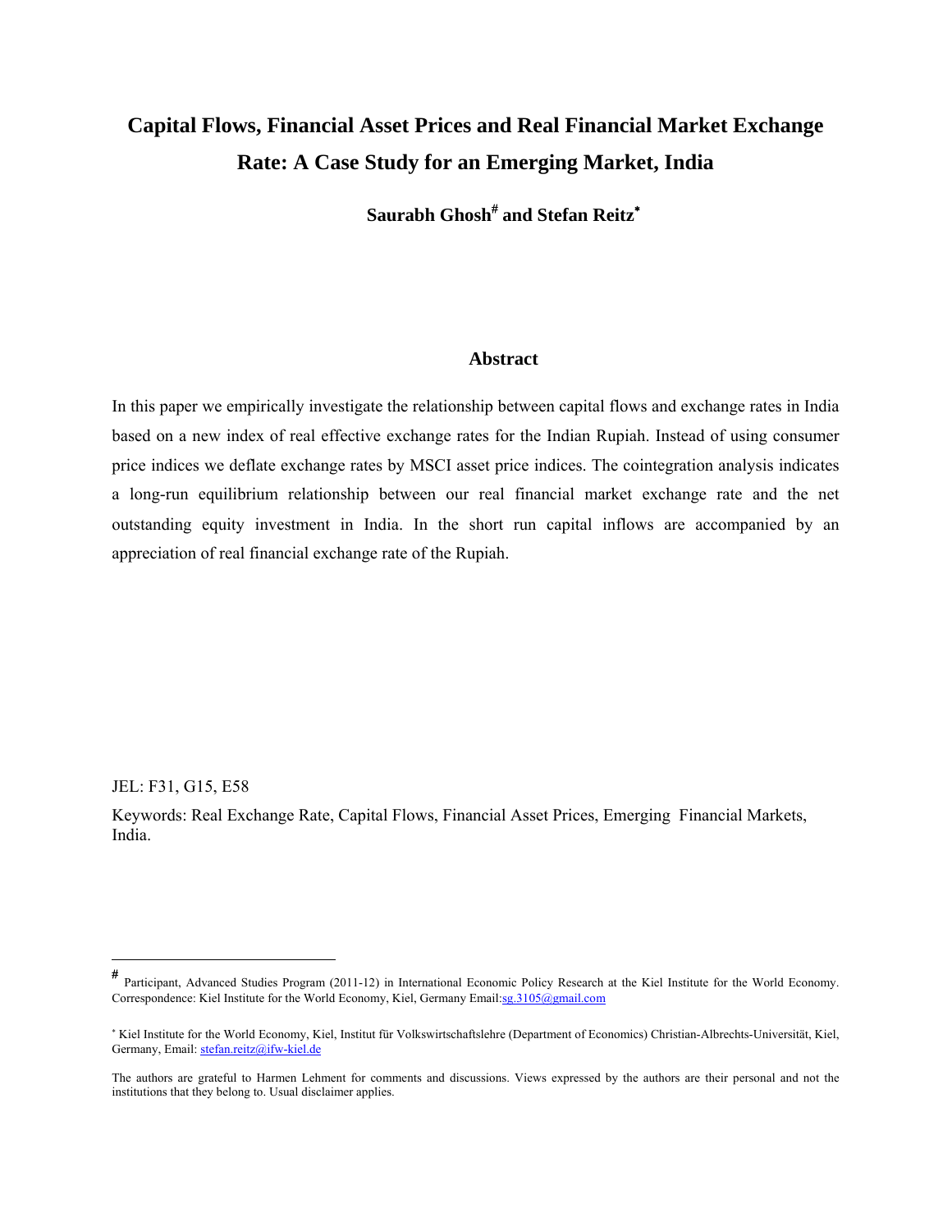# Capital Flows, Financial Asset Prices and Real Financial Market Exchange Rate: A Case Study for an Emerging Market, India

**Saurabh Ghosh[#] and Stefan Reitz[*]**

## Abstract

In this paper we empirically investigate the relationship between capital flows and exchange rates in India based on a new index of real effective exchange rates for the Indian Rupiah. Instead of using consumer price indices we deflate exchange rates by MSCI asset price indices. The cointegration analysis indicates a long-run equilibrium relationship between our real financial market exchange rate and the net outstanding equity investment in India. In the short run capital inflows are accompanied by an appreciation of real financial exchange rate of the Rupiah.

JEL: F31, G15, E58

Keywords: Real Exchange Rate, Capital Flows, Financial Asset Prices, Emerging Financial Markets, India.

---

[#] Participant, Advanced Studies Program (2011-12) in International Economic Policy Research at the Kiel Institute for the World Economy. Correspondence: Kiel Institute for the World Economy, Kiel, Germany Email:sg.3105@gmail.com

[*] Kiel Institute for the World Economy, Kiel, Institut für Volkswirtschaftslehre (Department of Economics) Christian-Albrechts-Universität, Kiel, Germany, Email: stefan.reitz@ifw-kiel.de

The authors are grateful to Harmen Lehment for comments and discussions. Views expressed by the authors are their personal and not the institutions that they belong to. Usual disclaimer applies.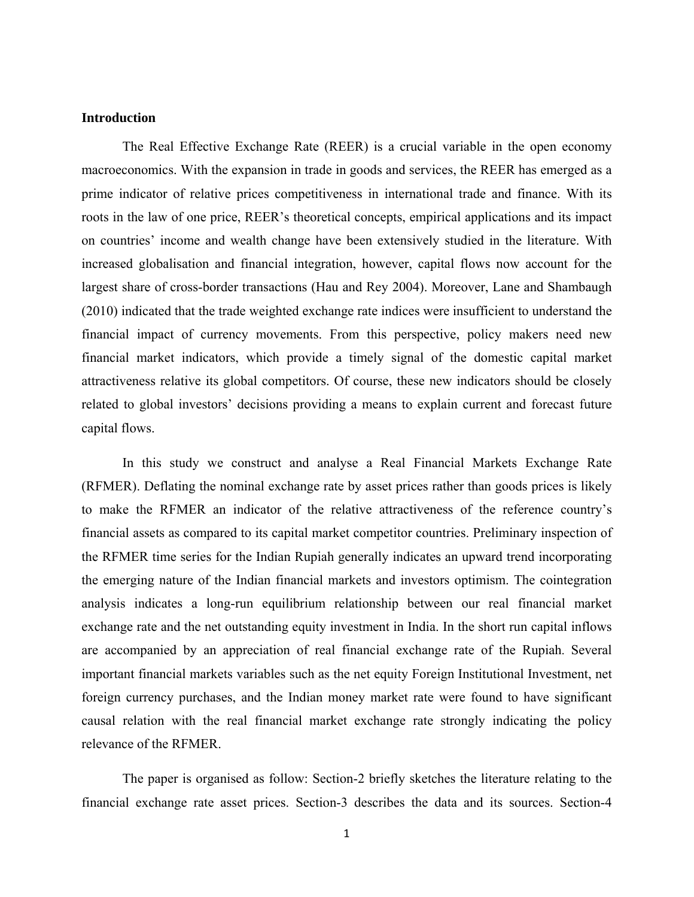## Introduction

The Real Effective Exchange Rate (REER) is a crucial variable in the open economy macroeconomics. With the expansion in trade in goods and services, the REER has emerged as a prime indicator of relative prices competitiveness in international trade and finance. With its roots in the law of one price, REER's theoretical concepts, empirical applications and its impact on countries' income and wealth change have been extensively studied in the literature. With increased globalisation and financial integration, however, capital flows now account for the largest share of cross-border transactions (Hau and Rey 2004). Moreover, Lane and Shambaugh (2010) indicated that the trade weighted exchange rate indices were insufficient to understand the financial impact of currency movements. From this perspective, policy makers need new financial market indicators, which provide a timely signal of the domestic capital market attractiveness relative its global competitors. Of course, these new indicators should be closely related to global investors' decisions providing a means to explain current and forecast future capital flows.

In this study we construct and analyse a Real Financial Markets Exchange Rate (RFMER). Deflating the nominal exchange rate by asset prices rather than goods prices is likely to make the RFMER an indicator of the relative attractiveness of the reference country's financial assets as compared to its capital market competitor countries. Preliminary inspection of the RFMER time series for the Indian Rupiah generally indicates an upward trend incorporating the emerging nature of the Indian financial markets and investors optimism. The cointegration analysis indicates a long-run equilibrium relationship between our real financial market exchange rate and the net outstanding equity investment in India. In the short run capital inflows are accompanied by an appreciation of real financial exchange rate of the Rupiah. Several important financial markets variables such as the net equity Foreign Institutional Investment, net foreign currency purchases, and the Indian money market rate were found to have significant causal relation with the real financial market exchange rate strongly indicating the policy relevance of the RFMER.

The paper is organised as follow: Section-2 briefly sketches the literature relating to the financial exchange rate asset prices. Section-3 describes the data and its sources. Section-4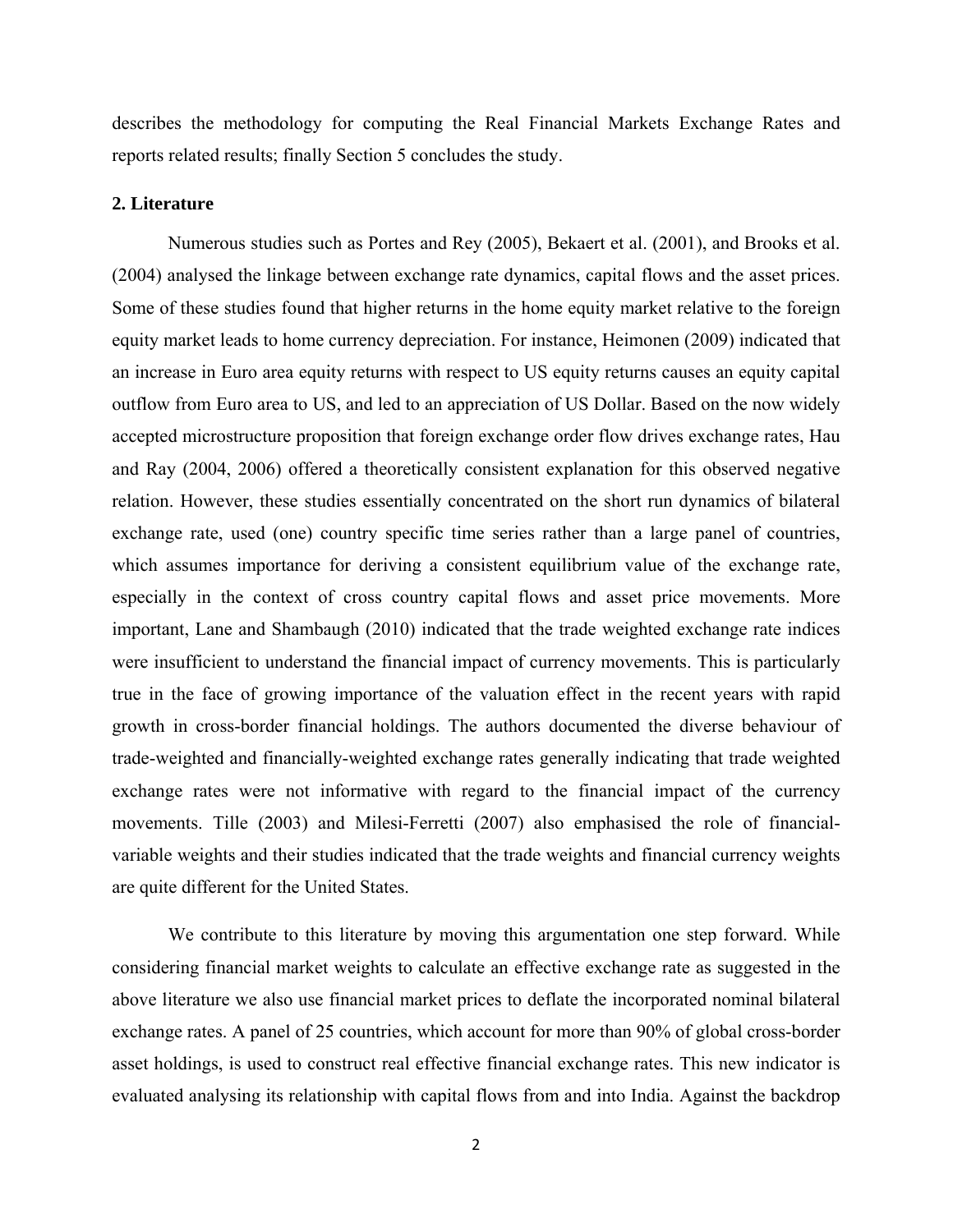describes the methodology for computing the Real Financial Markets Exchange Rates and reports related results; finally Section 5 concludes the study.

## 2. Literature

Numerous studies such as Portes and Rey (2005), Bekaert et al. (2001), and Brooks et al. (2004) analysed the linkage between exchange rate dynamics, capital flows and the asset prices. Some of these studies found that higher returns in the home equity market relative to the foreign equity market leads to home currency depreciation. For instance, Heimonen (2009) indicated that an increase in Euro area equity returns with respect to US equity returns causes an equity capital outflow from Euro area to US, and led to an appreciation of US Dollar. Based on the now widely accepted microstructure proposition that foreign exchange order flow drives exchange rates, Hau and Ray (2004, 2006) offered a theoretically consistent explanation for this observed negative relation. However, these studies essentially concentrated on the short run dynamics of bilateral exchange rate, used (one) country specific time series rather than a large panel of countries, which assumes importance for deriving a consistent equilibrium value of the exchange rate, especially in the context of cross country capital flows and asset price movements. More important, Lane and Shambaugh (2010) indicated that the trade weighted exchange rate indices were insufficient to understand the financial impact of currency movements. This is particularly true in the face of growing importance of the valuation effect in the recent years with rapid growth in cross-border financial holdings. The authors documented the diverse behaviour of trade-weighted and financially-weighted exchange rates generally indicating that trade weighted exchange rates were not informative with regard to the financial impact of the currency movements. Tille (2003) and Milesi-Ferretti (2007) also emphasised the role of financial-variable weights and their studies indicated that the trade weights and financial currency weights are quite different for the United States.

We contribute to this literature by moving this argumentation one step forward. While considering financial market weights to calculate an effective exchange rate as suggested in the above literature we also use financial market prices to deflate the incorporated nominal bilateral exchange rates. A panel of 25 countries, which account for more than 90% of global cross-border asset holdings, is used to construct real effective financial exchange rates. This new indicator is evaluated analysing its relationship with capital flows from and into India. Against the backdrop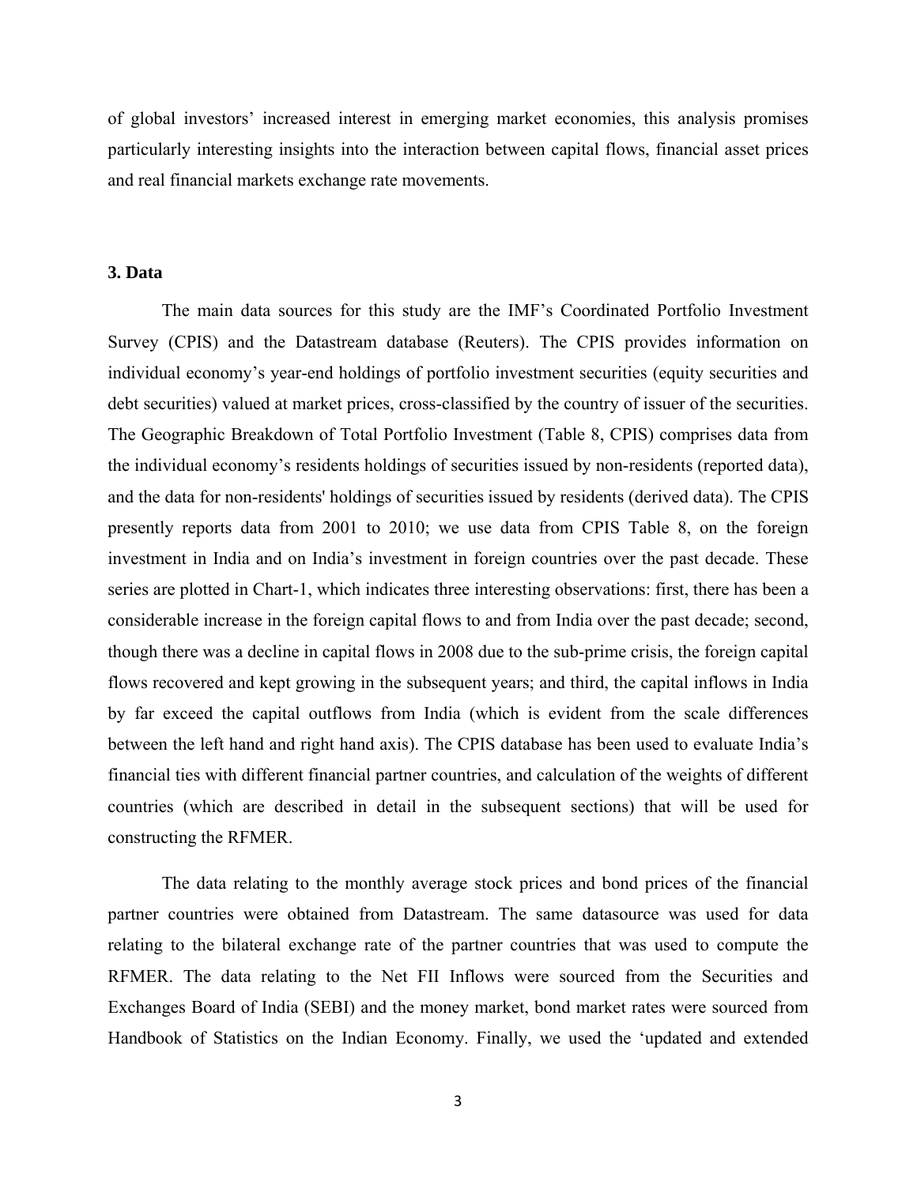of global investors' increased interest in emerging market economies, this analysis promises particularly interesting insights into the interaction between capital flows, financial asset prices and real financial markets exchange rate movements.

## 3. Data

The main data sources for this study are the IMF's Coordinated Portfolio Investment Survey (CPIS) and the Datastream database (Reuters). The CPIS provides information on individual economy's year-end holdings of portfolio investment securities (equity securities and debt securities) valued at market prices, cross-classified by the country of issuer of the securities. The Geographic Breakdown of Total Portfolio Investment (Table 8, CPIS) comprises data from the individual economy's residents holdings of securities issued by non-residents (reported data), and the data for non-residents' holdings of securities issued by residents (derived data). The CPIS presently reports data from 2001 to 2010; we use data from CPIS Table 8, on the foreign investment in India and on India's investment in foreign countries over the past decade. These series are plotted in Chart-1, which indicates three interesting observations: first, there has been a considerable increase in the foreign capital flows to and from India over the past decade; second, though there was a decline in capital flows in 2008 due to the sub-prime crisis, the foreign capital flows recovered and kept growing in the subsequent years; and third, the capital inflows in India by far exceed the capital outflows from India (which is evident from the scale differences between the left hand and right hand axis). The CPIS database has been used to evaluate India's financial ties with different financial partner countries, and calculation of the weights of different countries (which are described in detail in the subsequent sections) that will be used for constructing the RFMER.

The data relating to the monthly average stock prices and bond prices of the financial partner countries were obtained from Datastream. The same datasource was used for data relating to the bilateral exchange rate of the partner countries that was used to compute the RFMER. The data relating to the Net FII Inflows were sourced from the Securities and Exchanges Board of India (SEBI) and the money market, bond market rates were sourced from Handbook of Statistics on the Indian Economy. Finally, we used the 'updated and extended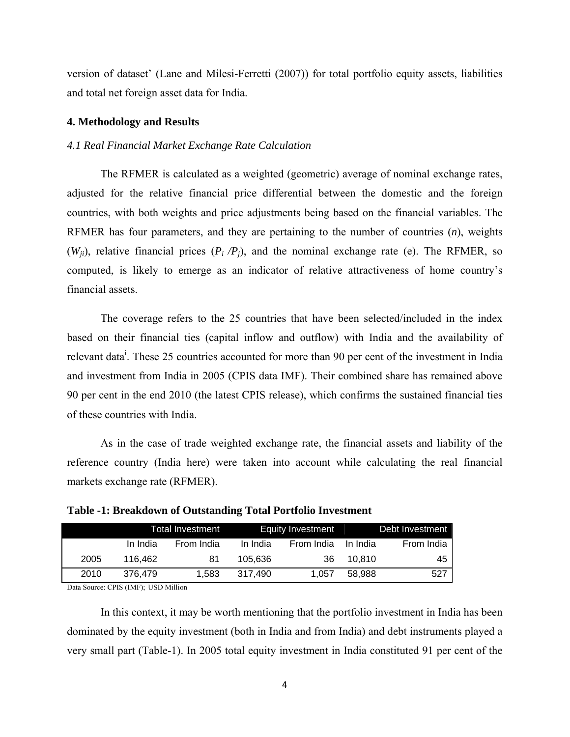version of dataset' (Lane and Milesi-Ferretti (2007)) for total portfolio equity assets, liabilities and total net foreign asset data for India.

### 4. Methodology and Results

#### *4.1 Real Financial Market Exchange Rate Calculation*

The RFMER is calculated as a weighted (geometric) average of nominal exchange rates, adjusted for the relative financial price differential between the domestic and the foreign countries, with both weights and price adjustments being based on the financial variables. The RFMER has four parameters, and they are pertaining to the number of countries ($n$), weights ($W_{ji}$), relative financial prices ($P_i / P_j$), and the nominal exchange rate (e). The RFMER, so computed, is likely to emerge as an indicator of relative attractiveness of home country's financial assets.

The coverage refers to the 25 countries that have been selected/included in the index based on their financial ties (capital inflow and outflow) with India and the availability of relevant data[i]. These 25 countries accounted for more than 90 per cent of the investment in India and investment from India in 2005 (CPIS data IMF). Their combined share has remained above 90 per cent in the end 2010 (the latest CPIS release), which confirms the sustained financial ties of these countries with India.

As in the case of trade weighted exchange rate, the financial assets and liability of the reference country (India here) were taken into account while calculating the real financial markets exchange rate (RFMER).

**Table -1: Breakdown of Outstanding Total Portfolio Investment**

| | Total Investment | | Equity Investment | | Debt Investment | |
|---|---|---|---|---|---|---|
| | In India | From India | In India | From India | In India | From India |
| 2005 | 116,462 | 81 | 105,636 | 36 | 10,810 | 45 |
| 2010 | 376,479 | 1,583 | 317,490 | 1,057 | 58,988 | 527 |

Data Source: CPIS (IMF); USD Million

In this context, it may be worth mentioning that the portfolio investment in India has been dominated by the equity investment (both in India and from India) and debt instruments played a very small part (Table-1). In 2005 total equity investment in India constituted 91 per cent of the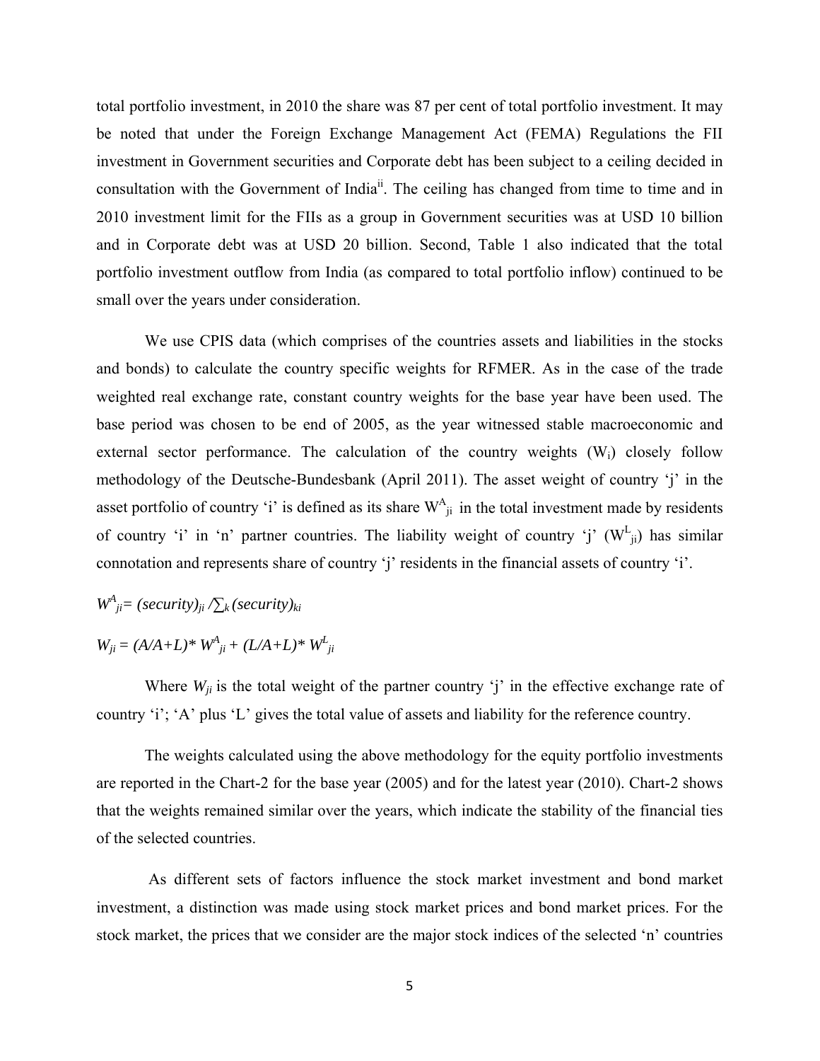total portfolio investment, in 2010 the share was 87 per cent of total portfolio investment. It may be noted that under the Foreign Exchange Management Act (FEMA) Regulations the FII investment in Government securities and Corporate debt has been subject to a ceiling decided in consultation with the Government of India[ii]. The ceiling has changed from time to time and in 2010 investment limit for the FIIs as a group in Government securities was at USD 10 billion and in Corporate debt was at USD 20 billion. Second, Table 1 also indicated that the total portfolio investment outflow from India (as compared to total portfolio inflow) continued to be small over the years under consideration.

We use CPIS data (which comprises of the countries assets and liabilities in the stocks and bonds) to calculate the country specific weights for RFMER. As in the case of the trade weighted real exchange rate, constant country weights for the base year have been used. The base period was chosen to be end of 2005, as the year witnessed stable macroeconomic and external sector performance. The calculation of the country weights ($W_i$) closely follow methodology of the Deutsche-Bundesbank (April 2011). The asset weight of country 'j' in the asset portfolio of country 'i' is defined as its share $W^A_{ji}$ in the total investment made by residents of country 'i' in 'n' partner countries. The liability weight of country 'j' ($W^L_{ji}$) has similar connotation and represents share of country 'j' residents in the financial assets of country 'i'.

$$W^A_{ji} = (security)_{ji} / \sum_k (security)_{ki}$$

$$W_{ji} = (A/A+L) * W^A_{ji} + (L/A+L) * W^L_{ji}$$

Where $W_{ji}$ is the total weight of the partner country 'j' in the effective exchange rate of country 'i'; 'A' plus 'L' gives the total value of assets and liability for the reference country.

The weights calculated using the above methodology for the equity portfolio investments are reported in the Chart-2 for the base year (2005) and for the latest year (2010). Chart-2 shows that the weights remained similar over the years, which indicate the stability of the financial ties of the selected countries.

As different sets of factors influence the stock market investment and bond market investment, a distinction was made using stock market prices and bond market prices. For the stock market, the prices that we consider are the major stock indices of the selected 'n' countries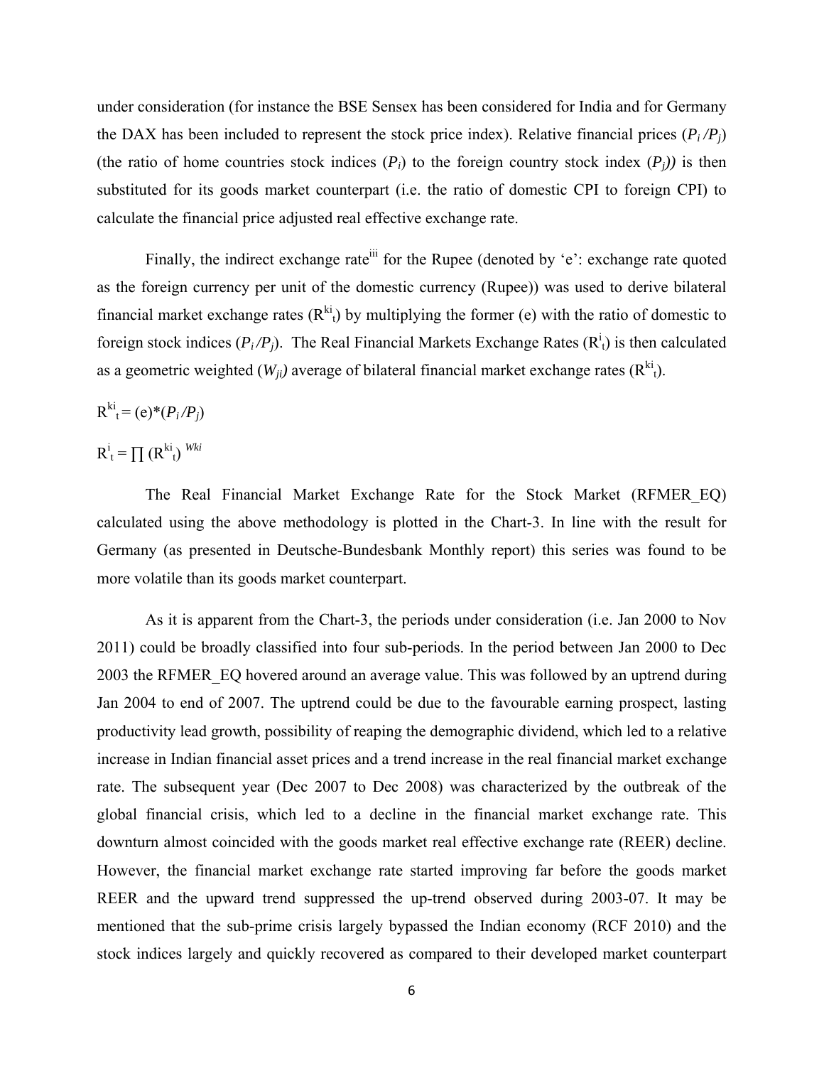under consideration (for instance the BSE Sensex has been considered for India and for Germany the DAX has been included to represent the stock price index). Relative financial prices ($P_i /P_j$) (the ratio of home countries stock indices ($P_i$) to the foreign country stock index ($P_j$)) is then substituted for its goods market counterpart (i.e. the ratio of domestic CPI to foreign CPI) to calculate the financial price adjusted real effective exchange rate.

Finally, the indirect exchange rate[iii] for the Rupee (denoted by 'e': exchange rate quoted as the foreign currency per unit of the domestic currency (Rupee)) was used to derive bilateral financial market exchange rates ($R^{ki}_t$) by multiplying the former (e) with the ratio of domestic to foreign stock indices ($P_i /P_j$). The Real Financial Markets Exchange Rates ($R^{i}_t$) is then calculated as a geometric weighted ($W_{ji}$) average of bilateral financial market exchange rates ($R^{ki}_t$).

$$R^{ki}_t = (e)*(P_i /P_j)$$

$$R^{i}_t = \prod (R^{ki}_t)^{Wki}$$

The Real Financial Market Exchange Rate for the Stock Market (RFMER_EQ) calculated using the above methodology is plotted in the Chart-3. In line with the result for Germany (as presented in Deutsche-Bundesbank Monthly report) this series was found to be more volatile than its goods market counterpart.

As it is apparent from the Chart-3, the periods under consideration (i.e. Jan 2000 to Nov 2011) could be broadly classified into four sub-periods. In the period between Jan 2000 to Dec 2003 the RFMER_EQ hovered around an average value. This was followed by an uptrend during Jan 2004 to end of 2007. The uptrend could be due to the favourable earning prospect, lasting productivity lead growth, possibility of reaping the demographic dividend, which led to a relative increase in Indian financial asset prices and a trend increase in the real financial market exchange rate. The subsequent year (Dec 2007 to Dec 2008) was characterized by the outbreak of the global financial crisis, which led to a decline in the financial market exchange rate. This downturn almost coincided with the goods market real effective exchange rate (REER) decline. However, the financial market exchange rate started improving far before the goods market REER and the upward trend suppressed the up-trend observed during 2003-07. It may be mentioned that the sub-prime crisis largely bypassed the Indian economy (RCF 2010) and the stock indices largely and quickly recovered as compared to their developed market counterpart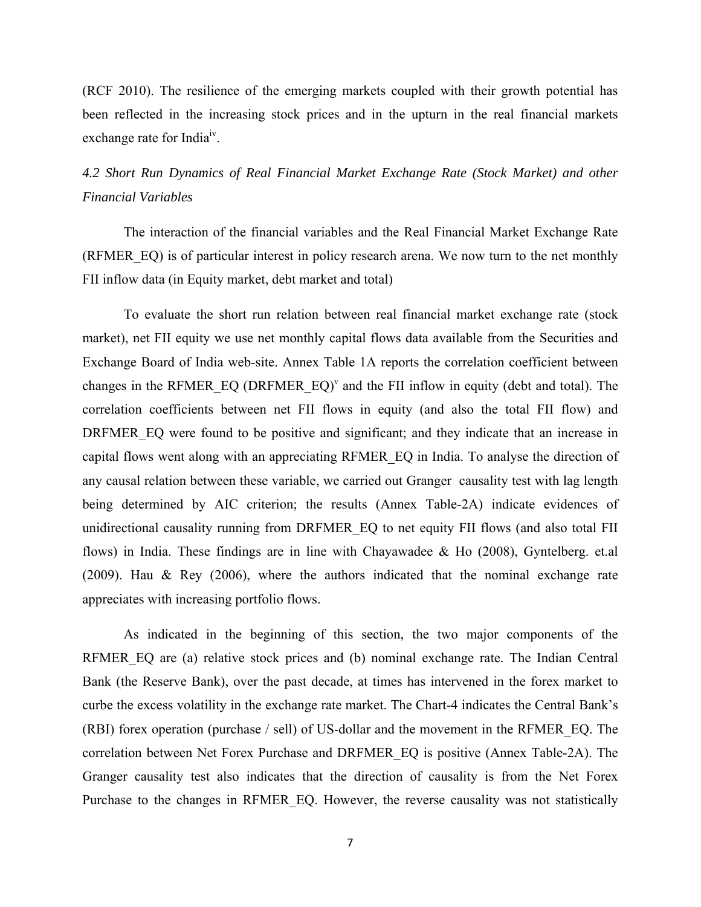(RCF 2010). The resilience of the emerging markets coupled with their growth potential has been reflected in the increasing stock prices and in the upturn in the real financial markets exchange rate for India[iv].

### *4.2 Short Run Dynamics of Real Financial Market Exchange Rate (Stock Market) and other Financial Variables*

The interaction of the financial variables and the Real Financial Market Exchange Rate (RFMER_EQ) is of particular interest in policy research arena. We now turn to the net monthly FII inflow data (in Equity market, debt market and total)

To evaluate the short run relation between real financial market exchange rate (stock market), net FII equity we use net monthly capital flows data available from the Securities and Exchange Board of India web-site. Annex Table 1A reports the correlation coefficient between changes in the RFMER_EQ (DRFMER_EQ)[v] and the FII inflow in equity (debt and total). The correlation coefficients between net FII flows in equity (and also the total FII flow) and DRFMER_EQ were found to be positive and significant; and they indicate that an increase in capital flows went along with an appreciating RFMER_EQ in India. To analyse the direction of any causal relation between these variable, we carried out Granger causality test with lag length being determined by AIC criterion; the results (Annex Table-2A) indicate evidences of unidirectional causality running from DRFMER_EQ to net equity FII flows (and also total FII flows) in India. These findings are in line with Chayawadee & Ho (2008), Gyntelberg. et.al (2009). Hau & Rey (2006), where the authors indicated that the nominal exchange rate appreciates with increasing portfolio flows.

As indicated in the beginning of this section, the two major components of the RFMER_EQ are (a) relative stock prices and (b) nominal exchange rate. The Indian Central Bank (the Reserve Bank), over the past decade, at times has intervened in the forex market to curbe the excess volatility in the exchange rate market. The Chart-4 indicates the Central Bank's (RBI) forex operation (purchase / sell) of US-dollar and the movement in the RFMER_EQ. The correlation between Net Forex Purchase and DRFMER_EQ is positive (Annex Table-2A). The Granger causality test also indicates that the direction of causality is from the Net Forex Purchase to the changes in RFMER_EQ. However, the reverse causality was not statistically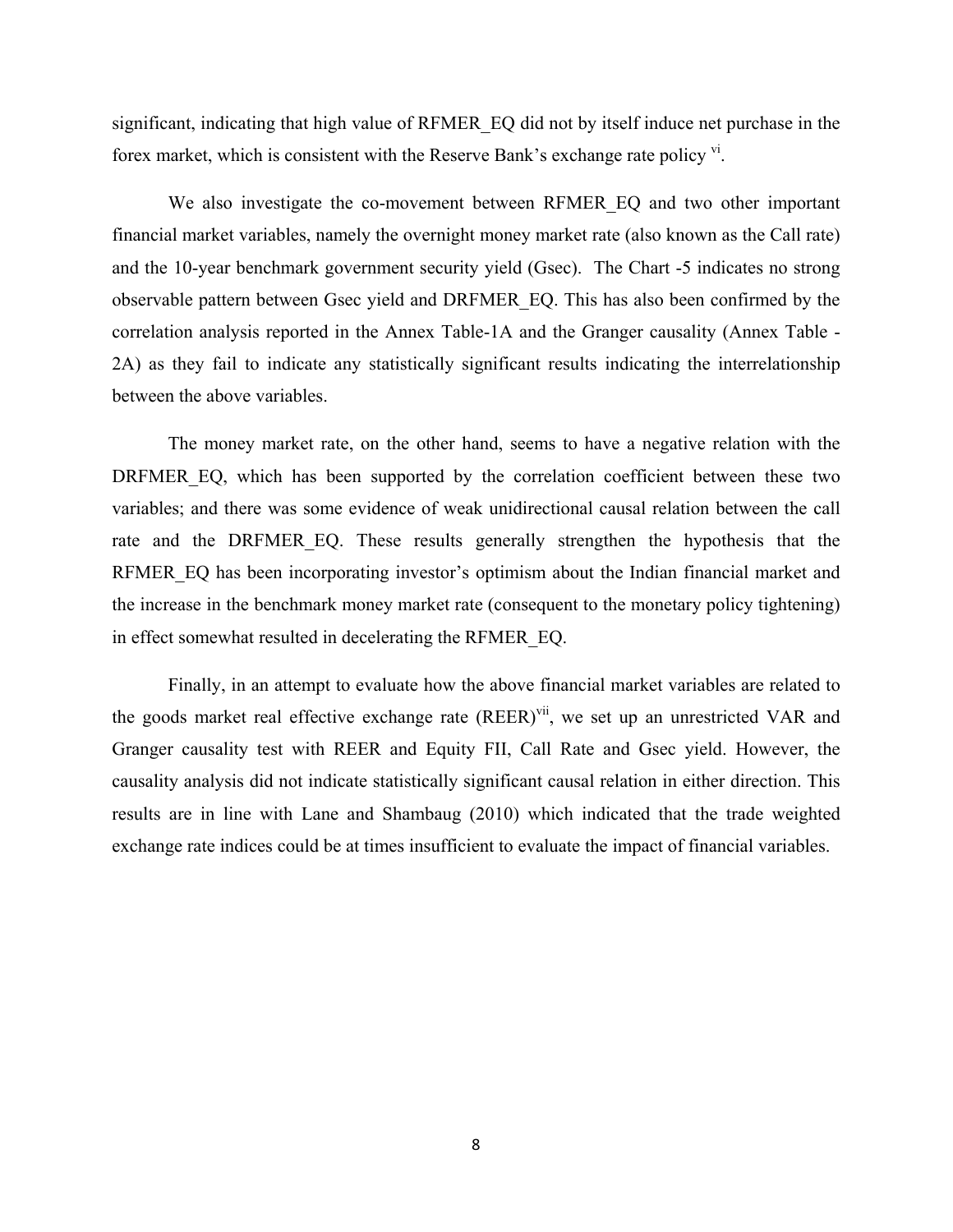significant, indicating that high value of RFMER_EQ did not by itself induce net purchase in the forex market, which is consistent with the Reserve Bank's exchange rate policy [vi].

We also investigate the co-movement between RFMER_EQ and two other important financial market variables, namely the overnight money market rate (also known as the Call rate) and the 10-year benchmark government security yield (Gsec). The Chart -5 indicates no strong observable pattern between Gsec yield and DRFMER_EQ. This has also been confirmed by the correlation analysis reported in the Annex Table-1A and the Granger causality (Annex Table - 2A) as they fail to indicate any statistically significant results indicating the interrelationship between the above variables.

The money market rate, on the other hand, seems to have a negative relation with the DRFMER_EQ, which has been supported by the correlation coefficient between these two variables; and there was some evidence of weak unidirectional causal relation between the call rate and the DRFMER_EQ. These results generally strengthen the hypothesis that the RFMER_EQ has been incorporating investor's optimism about the Indian financial market and the increase in the benchmark money market rate (consequent to the monetary policy tightening) in effect somewhat resulted in decelerating the RFMER_EQ.

Finally, in an attempt to evaluate how the above financial market variables are related to the goods market real effective exchange rate (REER)[vii], we set up an unrestricted VAR and Granger causality test with REER and Equity FII, Call Rate and Gsec yield. However, the causality analysis did not indicate statistically significant causal relation in either direction. This results are in line with Lane and Shambaug (2010) which indicated that the trade weighted exchange rate indices could be at times insufficient to evaluate the impact of financial variables.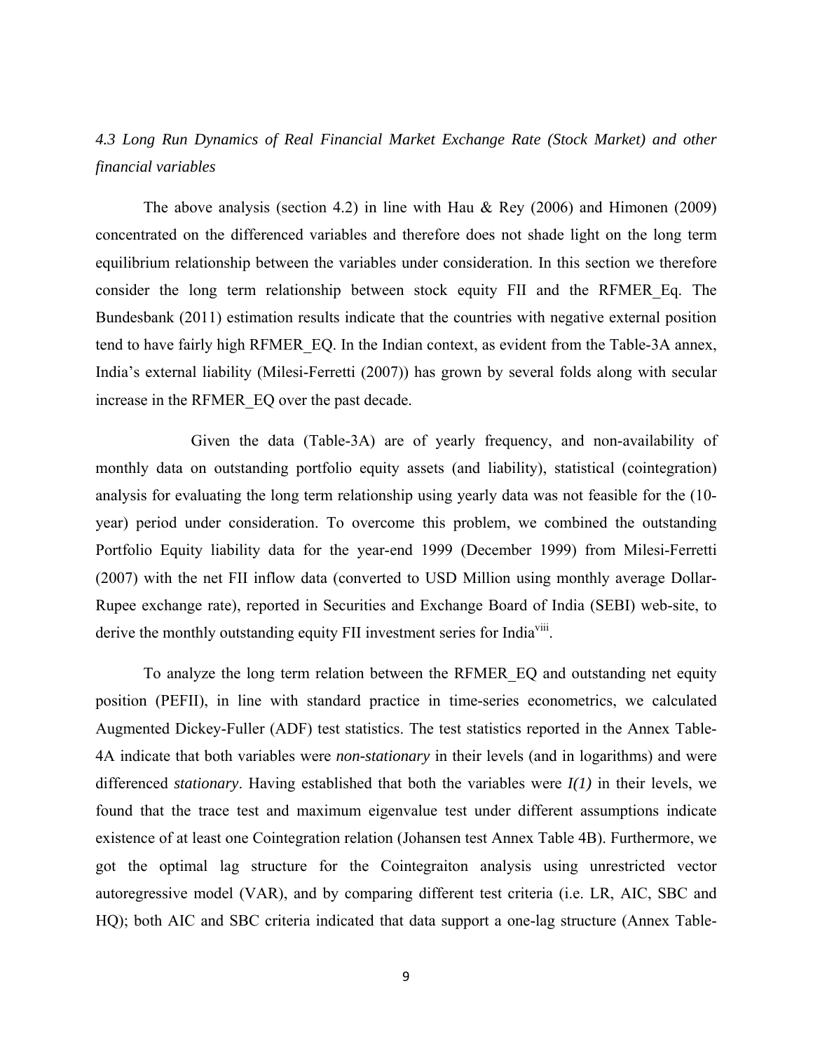### *4.3 Long Run Dynamics of Real Financial Market Exchange Rate (Stock Market) and other financial variables*

The above analysis (section 4.2) in line with Hau & Rey (2006) and Himonen (2009) concentrated on the differenced variables and therefore does not shade light on the long term equilibrium relationship between the variables under consideration. In this section we therefore consider the long term relationship between stock equity FII and the RFMER_Eq. The Bundesbank (2011) estimation results indicate that the countries with negative external position tend to have fairly high RFMER_EQ. In the Indian context, as evident from the Table-3A annex, India's external liability (Milesi-Ferretti (2007)) has grown by several folds along with secular increase in the RFMER_EQ over the past decade.

Given the data (Table-3A) are of yearly frequency, and non-availability of monthly data on outstanding portfolio equity assets (and liability), statistical (cointegration) analysis for evaluating the long term relationship using yearly data was not feasible for the (10-year) period under consideration. To overcome this problem, we combined the outstanding Portfolio Equity liability data for the year-end 1999 (December 1999) from Milesi-Ferretti (2007) with the net FII inflow data (converted to USD Million using monthly average Dollar-Rupee exchange rate), reported in Securities and Exchange Board of India (SEBI) web-site, to derive the monthly outstanding equity FII investment series for India[viii].

To analyze the long term relation between the RFMER_EQ and outstanding net equity position (PEFII), in line with standard practice in time-series econometrics, we calculated Augmented Dickey-Fuller (ADF) test statistics. The test statistics reported in the Annex Table-4A indicate that both variables were *non-stationary* in their levels (and in logarithms) and were differenced *stationary*. Having established that both the variables were *I(1)* in their levels, we found that the trace test and maximum eigenvalue test under different assumptions indicate existence of at least one Cointegration relation (Johansen test Annex Table 4B). Furthermore, we got the optimal lag structure for the Cointegraiton analysis using unrestricted vector autoregressive model (VAR), and by comparing different test criteria (i.e. LR, AIC, SBC and HQ); both AIC and SBC criteria indicated that data support a one-lag structure (Annex Table-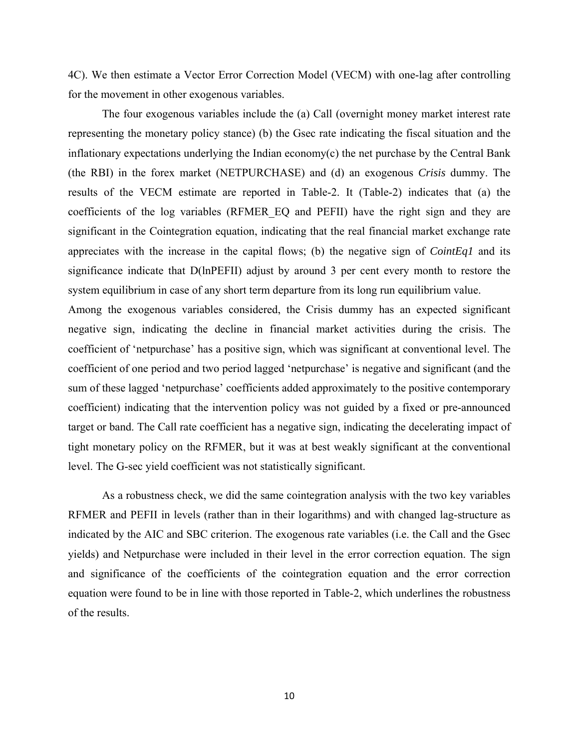4C). We then estimate a Vector Error Correction Model (VECM) with one-lag after controlling for the movement in other exogenous variables.

The four exogenous variables include the (a) Call (overnight money market interest rate representing the monetary policy stance) (b) the Gsec rate indicating the fiscal situation and the inflationary expectations underlying the Indian economy(c) the net purchase by the Central Bank (the RBI) in the forex market (NETPURCHASE) and (d) an exogenous *Crisis* dummy. The results of the VECM estimate are reported in Table-2. It (Table-2) indicates that (a) the coefficients of the log variables (RFMER_EQ and PEFII) have the right sign and they are significant in the Cointegration equation, indicating that the real financial market exchange rate appreciates with the increase in the capital flows; (b) the negative sign of *CointEq1* and its significance indicate that D(lnPEFII) adjust by around 3 per cent every month to restore the system equilibrium in case of any short term departure from its long run equilibrium value.

Among the exogenous variables considered, the Crisis dummy has an expected significant negative sign, indicating the decline in financial market activities during the crisis. The coefficient of 'netpurchase' has a positive sign, which was significant at conventional level. The coefficient of one period and two period lagged 'netpurchase' is negative and significant (and the sum of these lagged 'netpurchase' coefficients added approximately to the positive contemporary coefficient) indicating that the intervention policy was not guided by a fixed or pre-announced target or band. The Call rate coefficient has a negative sign, indicating the decelerating impact of tight monetary policy on the RFMER, but it was at best weakly significant at the conventional level. The G-sec yield coefficient was not statistically significant.

As a robustness check, we did the same cointegration analysis with the two key variables RFMER and PEFII in levels (rather than in their logarithms) and with changed lag-structure as indicated by the AIC and SBC criterion. The exogenous rate variables (i.e. the Call and the Gsec yields) and Netpurchase were included in their level in the error correction equation. The sign and significance of the coefficients of the cointegration equation and the error correction equation were found to be in line with those reported in Table-2, which underlines the robustness of the results.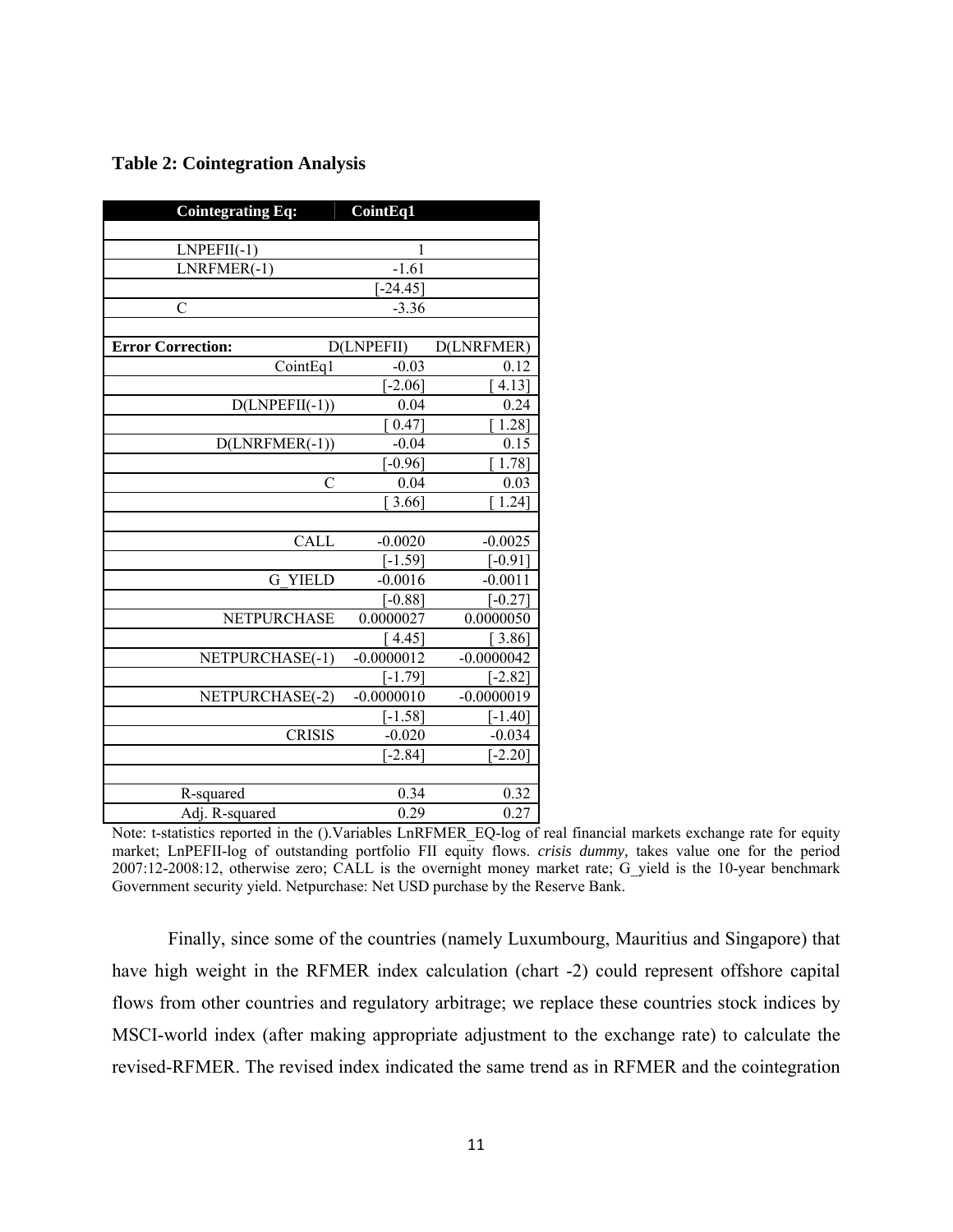**Table 2: Cointegration Analysis**

| Cointegrating Eq: | CointEq1 | |
|---|---|---|
| LNPEFII(-1) | 1 | |
| LNRFMER(-1) | -1.61 | |
| | [-24.45] | |
| C | -3.36 | |
| | | |
| **Error Correction:** | D(LNPEFII) | D(LNRFMER) |
| CointEq1 | -0.03 | 0.12 |
| | [-2.06] | [ 4.13] |
| D(LNPEFII(-1)) | 0.04 | 0.24 |
| | [ 0.47] | [ 1.28] |
| D(LNRFMER(-1)) | -0.04 | 0.15 |
| | [-0.96] | [ 1.78] |
| C | 0.04 | 0.03 |
| | [ 3.66] | [ 1.24] |
| | | |
| CALL | -0.0020 | -0.0025 |
| | [-1.59] | [-0.91] |
| G_YIELD | -0.0016 | -0.0011 |
| | [-0.88] | [-0.27] |
| NETPURCHASE | 0.0000027 | 0.0000050 |
| | [ 4.45] | [ 3.86] |
| NETPURCHASE(-1) | -0.0000012 | -0.0000042 |
| | [-1.79] | [-2.82] |
| NETPURCHASE(-2) | -0.0000010 | -0.0000019 |
| | [-1.58] | [-1.40] |
| CRISIS | -0.020 | -0.034 |
| | [-2.84] | [-2.20] |
| | | |
| R-squared | 0.34 | 0.32 |
| Adj. R-squared | 0.29 | 0.27 |

Note: t-statistics reported in the ().Variables LnRFMER_EQ-log of real financial markets exchange rate for equity market; LnPEFII-log of outstanding portfolio FII equity flows. *crisis dummy,* takes value one for the period 2007:12-2008:12, otherwise zero; CALL is the overnight money market rate; G_yield is the 10-year benchmark Government security yield. Netpurchase: Net USD purchase by the Reserve Bank.

Finally, since some of the countries (namely Luxumbourg, Mauritius and Singapore) that have high weight in the RFMER index calculation (chart -2) could represent offshore capital flows from other countries and regulatory arbitrage; we replace these countries stock indices by MSCI-world index (after making appropriate adjustment to the exchange rate) to calculate the revised-RFMER. The revised index indicated the same trend as in RFMER and the cointegration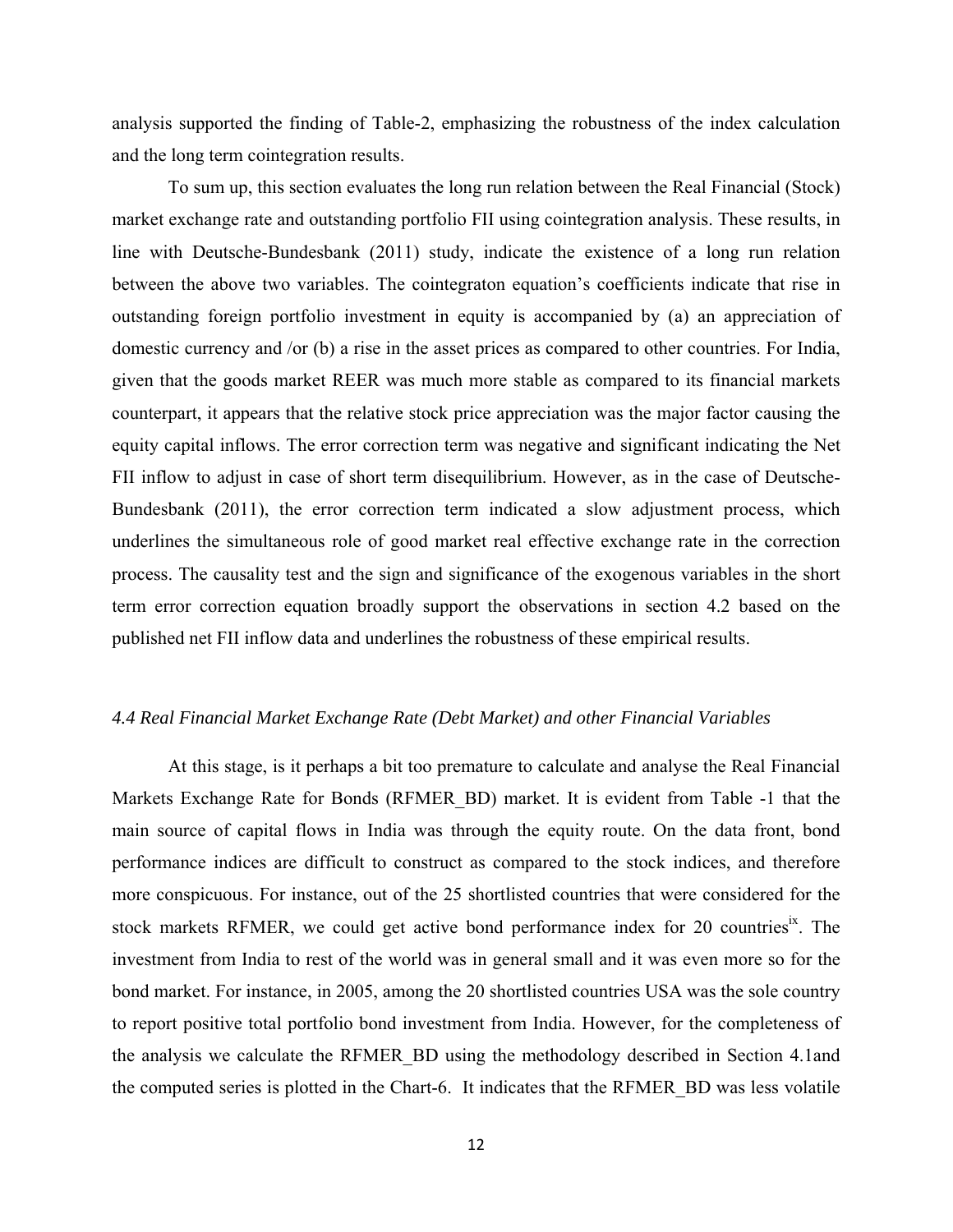analysis supported the finding of Table-2, emphasizing the robustness of the index calculation and the long term cointegration results.

To sum up, this section evaluates the long run relation between the Real Financial (Stock) market exchange rate and outstanding portfolio FII using cointegration analysis. These results, in line with Deutsche-Bundesbank (2011) study, indicate the existence of a long run relation between the above two variables. The cointegraton equation's coefficients indicate that rise in outstanding foreign portfolio investment in equity is accompanied by (a) an appreciation of domestic currency and /or (b) a rise in the asset prices as compared to other countries. For India, given that the goods market REER was much more stable as compared to its financial markets counterpart, it appears that the relative stock price appreciation was the major factor causing the equity capital inflows. The error correction term was negative and significant indicating the Net FII inflow to adjust in case of short term disequilibrium. However, as in the case of Deutsche-Bundesbank (2011), the error correction term indicated a slow adjustment process, which underlines the simultaneous role of good market real effective exchange rate in the correction process. The causality test and the sign and significance of the exogenous variables in the short term error correction equation broadly support the observations in section 4.2 based on the published net FII inflow data and underlines the robustness of these empirical results.

### *4.4 Real Financial Market Exchange Rate (Debt Market) and other Financial Variables*

At this stage, is it perhaps a bit too premature to calculate and analyse the Real Financial Markets Exchange Rate for Bonds (RFMER_BD) market. It is evident from Table -1 that the main source of capital flows in India was through the equity route. On the data front, bond performance indices are difficult to construct as compared to the stock indices, and therefore more conspicuous. For instance, out of the 25 shortlisted countries that were considered for the stock markets RFMER, we could get active bond performance index for 20 countries[ix]. The investment from India to rest of the world was in general small and it was even more so for the bond market. For instance, in 2005, among the 20 shortlisted countries USA was the sole country to report positive total portfolio bond investment from India. However, for the completeness of the analysis we calculate the RFMER_BD using the methodology described in Section 4.1and the computed series is plotted in the Chart-6. It indicates that the RFMER_BD was less volatile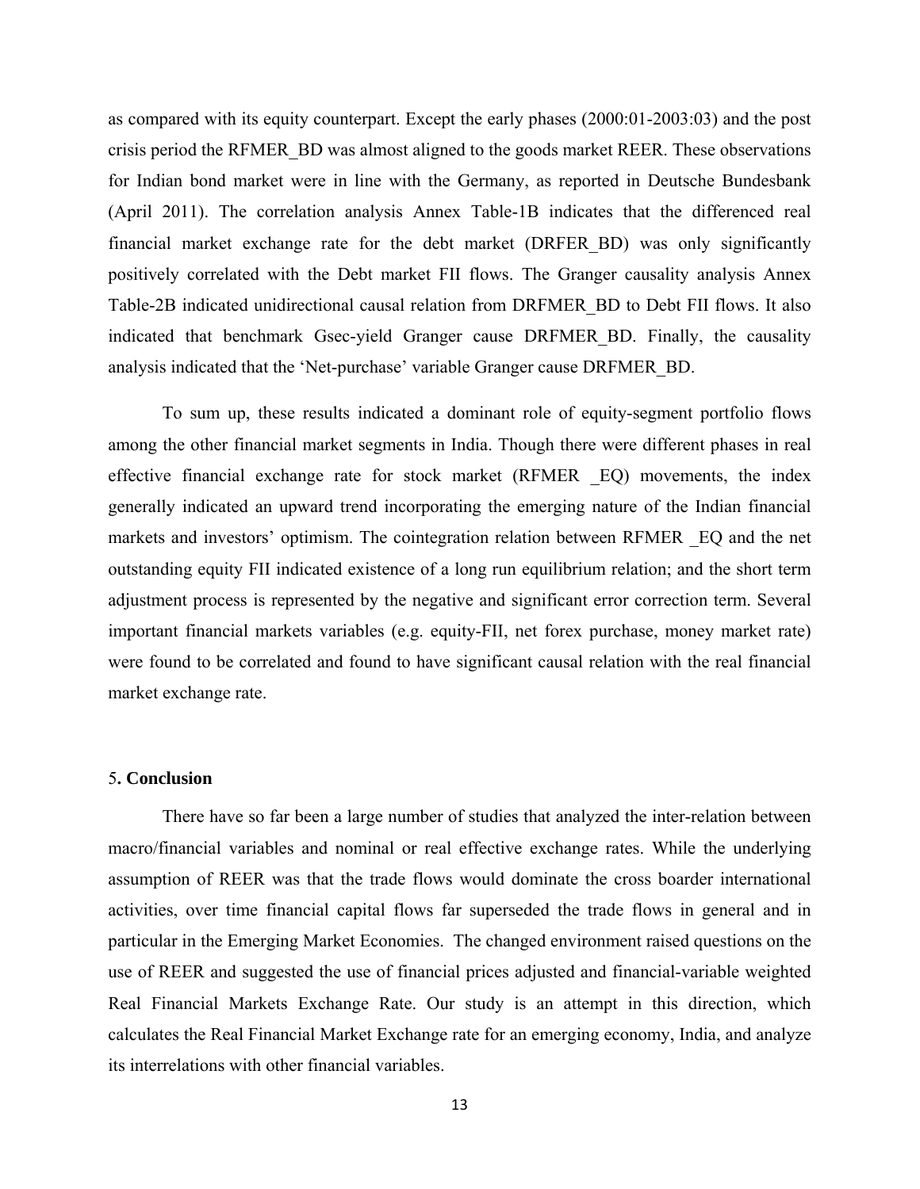as compared with its equity counterpart. Except the early phases (2000:01-2003:03) and the post crisis period the RFMER_BD was almost aligned to the goods market REER. These observations for Indian bond market were in line with the Germany, as reported in Deutsche Bundesbank (April 2011). The correlation analysis Annex Table-1B indicates that the differenced real financial market exchange rate for the debt market (DRFER_BD) was only significantly positively correlated with the Debt market FII flows. The Granger causality analysis Annex Table-2B indicated unidirectional causal relation from DRFMER_BD to Debt FII flows. It also indicated that benchmark Gsec-yield Granger cause DRFMER_BD. Finally, the causality analysis indicated that the 'Net-purchase' variable Granger cause DRFMER_BD.

To sum up, these results indicated a dominant role of equity-segment portfolio flows among the other financial market segments in India. Though there were different phases in real effective financial exchange rate for stock market (RFMER _EQ) movements, the index generally indicated an upward trend incorporating the emerging nature of the Indian financial markets and investors' optimism. The cointegration relation between RFMER _EQ and the net outstanding equity FII indicated existence of a long run equilibrium relation; and the short term adjustment process is represented by the negative and significant error correction term. Several important financial markets variables (e.g. equity-FII, net forex purchase, money market rate) were found to be correlated and found to have significant causal relation with the real financial market exchange rate.

## 5. Conclusion

There have so far been a large number of studies that analyzed the inter-relation between macro/financial variables and nominal or real effective exchange rates. While the underlying assumption of REER was that the trade flows would dominate the cross boarder international activities, over time financial capital flows far superseded the trade flows in general and in particular in the Emerging Market Economies. The changed environment raised questions on the use of REER and suggested the use of financial prices adjusted and financial-variable weighted Real Financial Markets Exchange Rate. Our study is an attempt in this direction, which calculates the Real Financial Market Exchange rate for an emerging economy, India, and analyze its interrelations with other financial variables.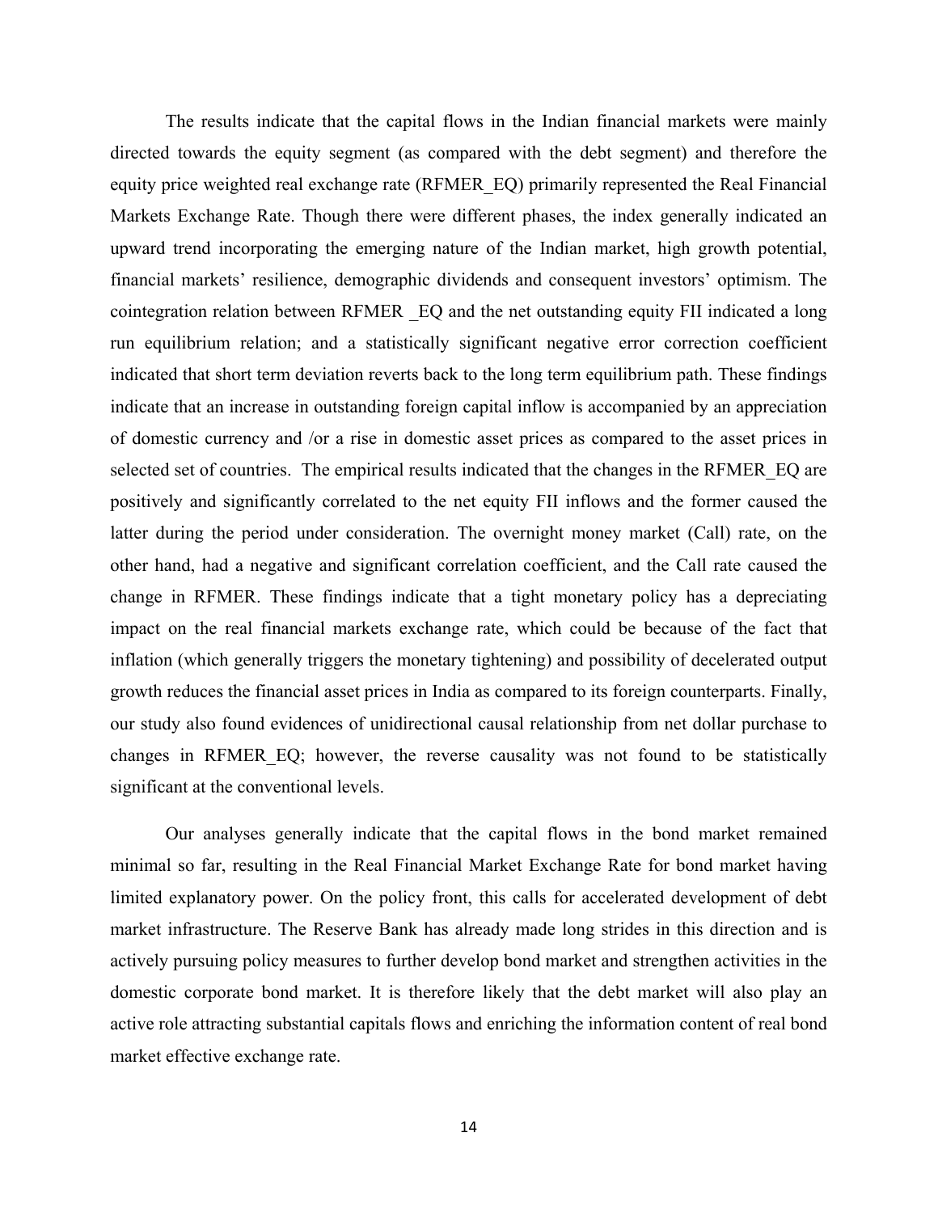The results indicate that the capital flows in the Indian financial markets were mainly directed towards the equity segment (as compared with the debt segment) and therefore the equity price weighted real exchange rate (RFMER_EQ) primarily represented the Real Financial Markets Exchange Rate. Though there were different phases, the index generally indicated an upward trend incorporating the emerging nature of the Indian market, high growth potential, financial markets' resilience, demographic dividends and consequent investors' optimism. The cointegration relation between RFMER _EQ and the net outstanding equity FII indicated a long run equilibrium relation; and a statistically significant negative error correction coefficient indicated that short term deviation reverts back to the long term equilibrium path. These findings indicate that an increase in outstanding foreign capital inflow is accompanied by an appreciation of domestic currency and /or a rise in domestic asset prices as compared to the asset prices in selected set of countries. The empirical results indicated that the changes in the RFMER_EQ are positively and significantly correlated to the net equity FII inflows and the former caused the latter during the period under consideration. The overnight money market (Call) rate, on the other hand, had a negative and significant correlation coefficient, and the Call rate caused the change in RFMER. These findings indicate that a tight monetary policy has a depreciating impact on the real financial markets exchange rate, which could be because of the fact that inflation (which generally triggers the monetary tightening) and possibility of decelerated output growth reduces the financial asset prices in India as compared to its foreign counterparts. Finally, our study also found evidences of unidirectional causal relationship from net dollar purchase to changes in RFMER_EQ; however, the reverse causality was not found to be statistically significant at the conventional levels.

Our analyses generally indicate that the capital flows in the bond market remained minimal so far, resulting in the Real Financial Market Exchange Rate for bond market having limited explanatory power. On the policy front, this calls for accelerated development of debt market infrastructure. The Reserve Bank has already made long strides in this direction and is actively pursuing policy measures to further develop bond market and strengthen activities in the domestic corporate bond market. It is therefore likely that the debt market will also play an active role attracting substantial capitals flows and enriching the information content of real bond market effective exchange rate.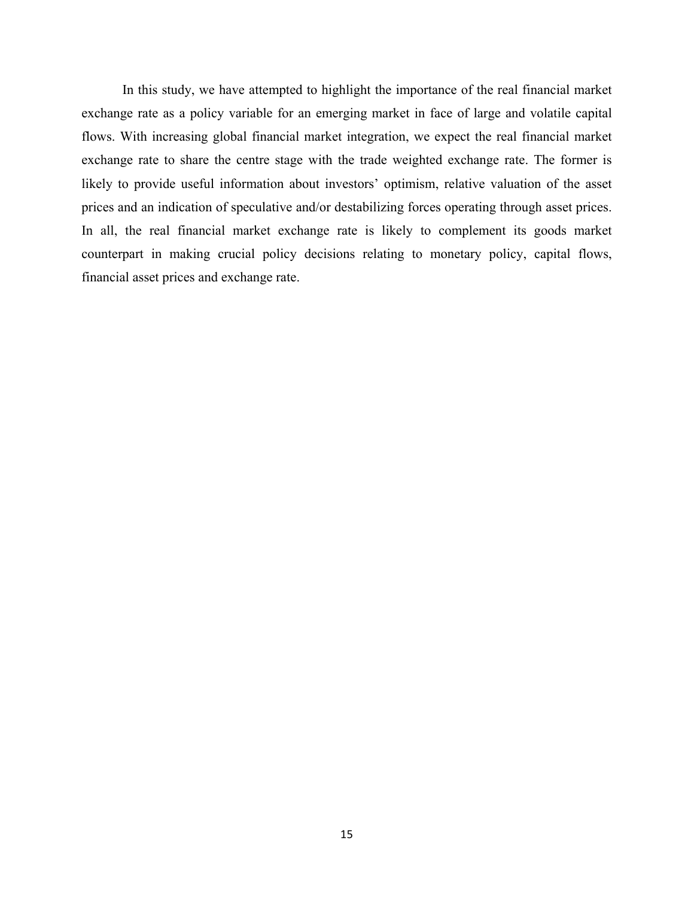In this study, we have attempted to highlight the importance of the real financial market exchange rate as a policy variable for an emerging market in face of large and volatile capital flows. With increasing global financial market integration, we expect the real financial market exchange rate to share the centre stage with the trade weighted exchange rate. The former is likely to provide useful information about investors' optimism, relative valuation of the asset prices and an indication of speculative and/or destabilizing forces operating through asset prices. In all, the real financial market exchange rate is likely to complement its goods market counterpart in making crucial policy decisions relating to monetary policy, capital flows, financial asset prices and exchange rate.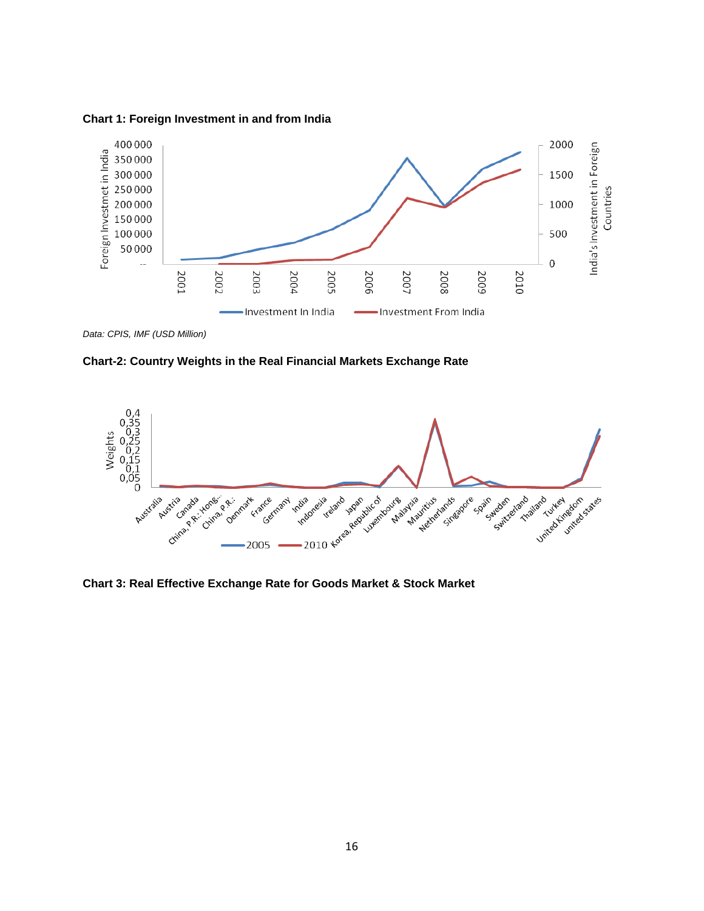**Chart 1: Foreign Investment in and from India**

*Data: CPIS, IMF (USD Million)*

**Chart-2: Country Weights in the Real Financial Markets Exchange Rate**

**Chart 3: Real Effective Exchange Rate for Goods Market & Stock Market**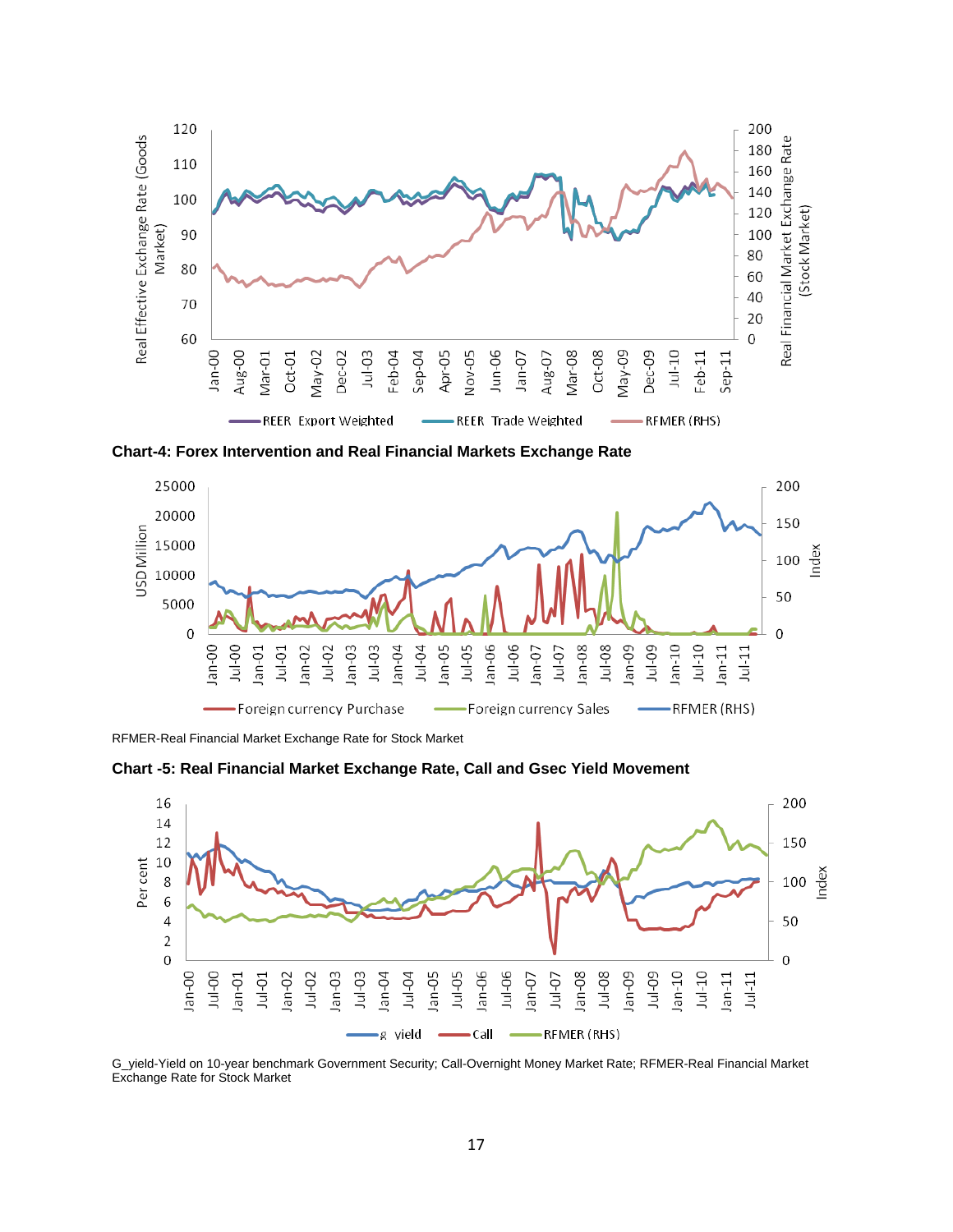**Chart-4: Forex Intervention and Real Financial Markets Exchange Rate**

RFMER-Real Financial Market Exchange Rate for Stock Market

**Chart -5: Real Financial Market Exchange Rate, Call and Gsec Yield Movement**

G_yield-Yield on 10-year benchmark Government Security; Call-Overnight Money Market Rate; RFMER-Real Financial Market Exchange Rate for Stock Market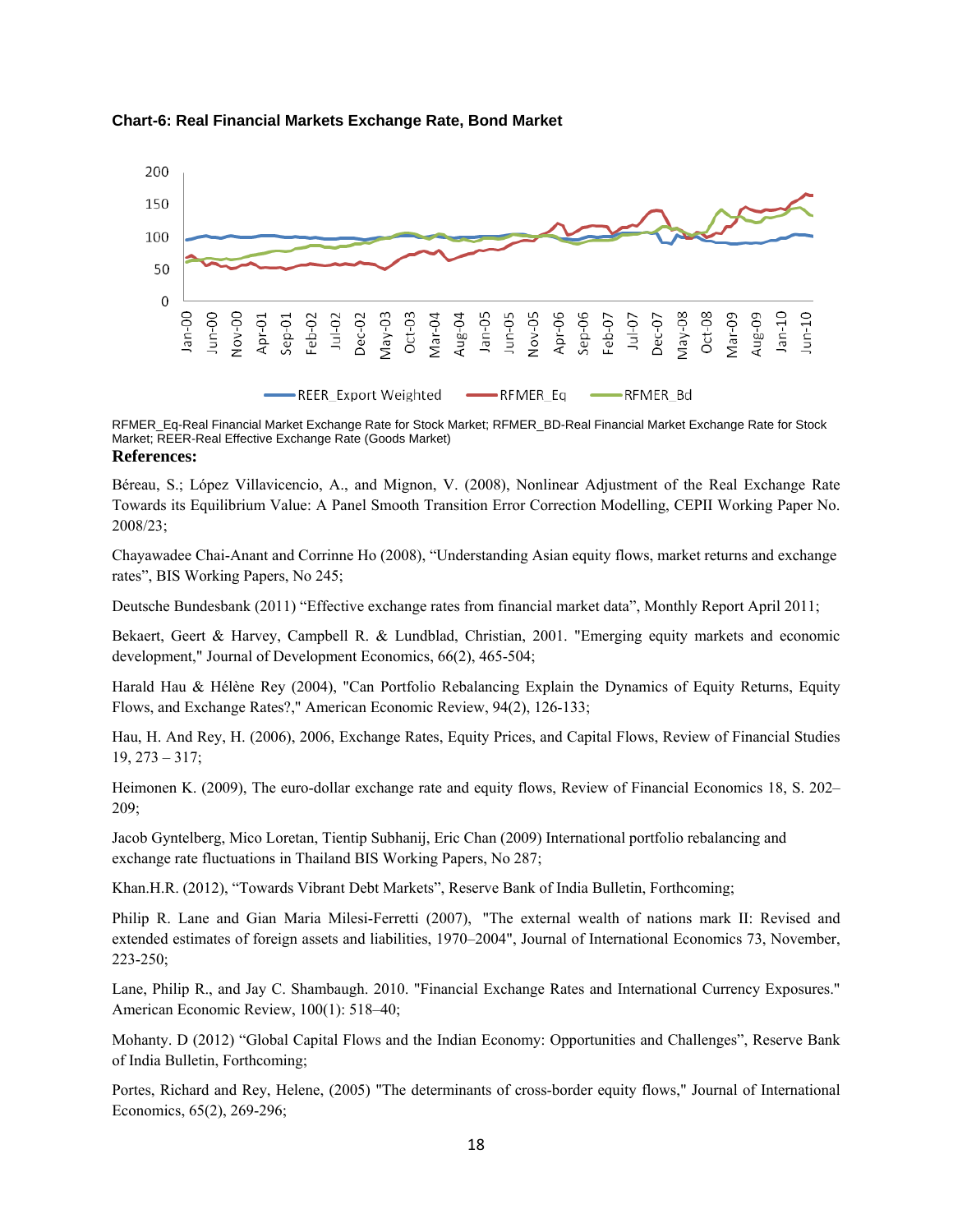**Chart-6: Real Financial Markets Exchange Rate, Bond Market**

RFMER_Eq-Real Financial Market Exchange Rate for Stock Market; RFMER_BD-Real Financial Market Exchange Rate for Stock Market; REER-Real Effective Exchange Rate (Goods Market)

**References:**

Béreau, S.; López Villavicencio, A., and Mignon, V. (2008), Nonlinear Adjustment of the Real Exchange Rate Towards its Equilibrium Value: A Panel Smooth Transition Error Correction Modelling, CEPII Working Paper No. 2008/23;

Chayawadee Chai-Anant and Corrinne Ho (2008), "Understanding Asian equity flows, market returns and exchange rates", BIS Working Papers, No 245;

Deutsche Bundesbank (2011) "Effective exchange rates from financial market data", Monthly Report April 2011;

Bekaert, Geert & Harvey, Campbell R. & Lundblad, Christian, 2001. "Emerging equity markets and economic development," Journal of Development Economics, 66(2), 465-504;

Harald Hau & Hélène Rey (2004), "Can Portfolio Rebalancing Explain the Dynamics of Equity Returns, Equity Flows, and Exchange Rates?," American Economic Review, 94(2), 126-133;

Hau, H. And Rey, H. (2006), 2006, Exchange Rates, Equity Prices, and Capital Flows, Review of Financial Studies 19, 273 – 317;

Heimonen K. (2009), The euro-dollar exchange rate and equity flows, Review of Financial Economics 18, S. 202–209;

Jacob Gyntelberg, Mico Loretan, Tientip Subhanij, Eric Chan (2009) International portfolio rebalancing and exchange rate fluctuations in Thailand BIS Working Papers, No 287;

Khan.H.R. (2012), "Towards Vibrant Debt Markets", Reserve Bank of India Bulletin, Forthcoming;

Philip R. Lane and Gian Maria Milesi-Ferretti (2007), "The external wealth of nations mark II: Revised and extended estimates of foreign assets and liabilities, 1970–2004", Journal of International Economics 73, November, 223-250;

Lane, Philip R., and Jay C. Shambaugh. 2010. "Financial Exchange Rates and International Currency Exposures." American Economic Review, 100(1): 518–40;

Mohanty. D (2012) "Global Capital Flows and the Indian Economy: Opportunities and Challenges", Reserve Bank of India Bulletin, Forthcoming;

Portes, Richard and Rey, Helene, (2005) "The determinants of cross-border equity flows," Journal of International Economics, 65(2), 269-296;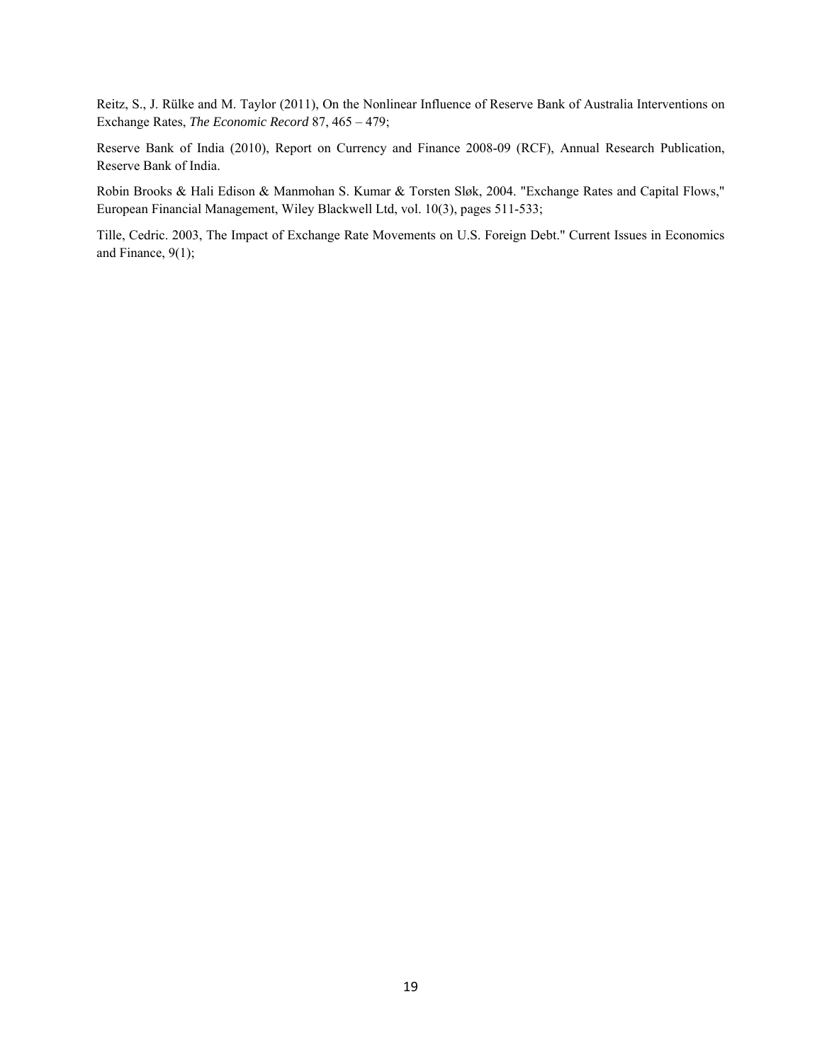Reitz, S., J. Rülke and M. Taylor (2011), On the Nonlinear Influence of Reserve Bank of Australia Interventions on Exchange Rates, *The Economic Record* 87, 465 – 479;

Reserve Bank of India (2010), Report on Currency and Finance 2008-09 (RCF), Annual Research Publication, Reserve Bank of India.

Robin Brooks & Hali Edison & Manmohan S. Kumar & Torsten Sløk, 2004. "Exchange Rates and Capital Flows," European Financial Management, Wiley Blackwell Ltd, vol. 10(3), pages 511-533;

Tille, Cedric. 2003, The Impact of Exchange Rate Movements on U.S. Foreign Debt." Current Issues in Economics and Finance, 9(1);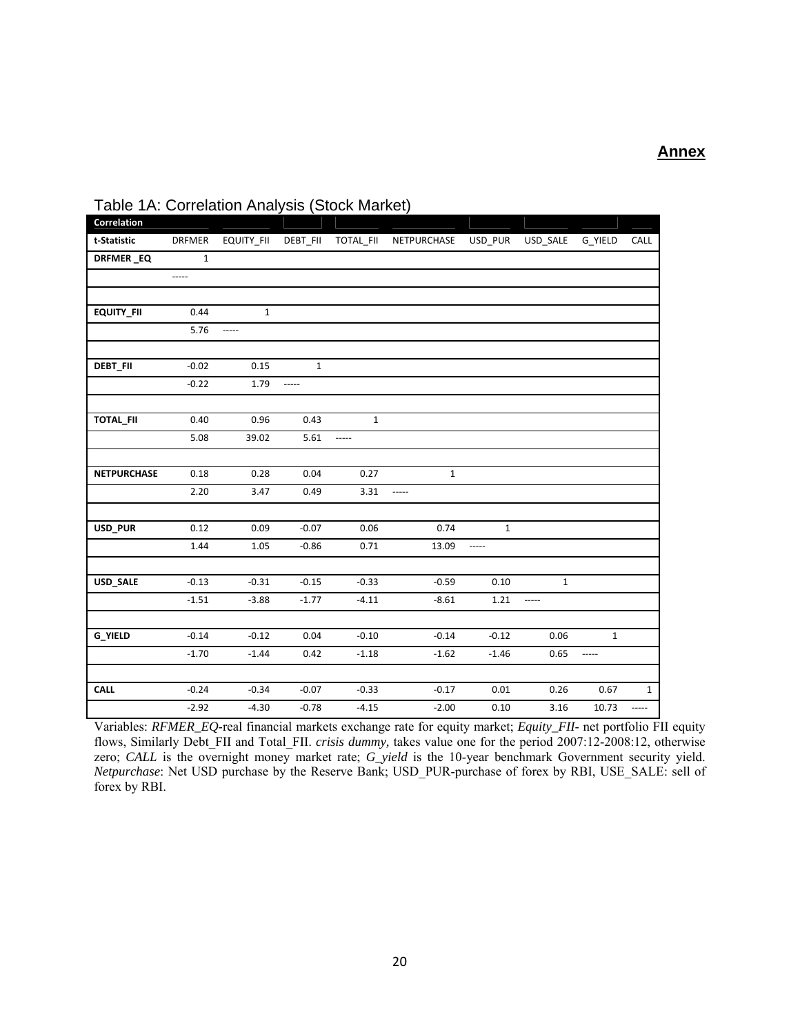**Annex**

Table 1A: Correlation Analysis (Stock Market)

| Correlation | | | | | | | | | |
|---|---|---|---|---|---|---|---|---|---|
| **t-Statistic** | DRFMER | EQUITY_FII | DEBT_FII | TOTAL_FII | NETPURCHASE | USD_PUR | USD_SALE | G_YIELD | CALL |
| **DRFMER _EQ** | 1 | | | | | | | | |
| | ----- | | | | | | | | |
| | | | | | | | | | |
| **EQUITY_FII** | 0.44 | 1 | | | | | | | |
| | 5.76 | ----- | | | | | | | |
| | | | | | | | | | |
| **DEBT_FII** | -0.02 | 0.15 | 1 | | | | | | |
| | -0.22 | 1.79 | ----- | | | | | | |
| | | | | | | | | | |
| **TOTAL_FII** | 0.40 | 0.96 | 0.43 | 1 | | | | | |
| | 5.08 | 39.02 | 5.61 | ----- | | | | | |
| | | | | | | | | | |
| **NETPURCHASE** | 0.18 | 0.28 | 0.04 | 0.27 | 1 | | | | |
| | 2.20 | 3.47 | 0.49 | 3.31 | ----- | | | | |
| | | | | | | | | | |
| **USD_PUR** | 0.12 | 0.09 | -0.07 | 0.06 | 0.74 | 1 | | | |
| | 1.44 | 1.05 | -0.86 | 0.71 | 13.09 | ----- | | | |
| | | | | | | | | | |
| **USD_SALE** | -0.13 | -0.31 | -0.15 | -0.33 | -0.59 | 0.10 | 1 | | |
| | -1.51 | -3.88 | -1.77 | -4.11 | -8.61 | 1.21 | ----- | | |
| | | | | | | | | | |
| **G_YIELD** | -0.14 | -0.12 | 0.04 | -0.10 | -0.14 | -0.12 | 0.06 | 1 | |
| | -1.70 | -1.44 | 0.42 | -1.18 | -1.62 | -1.46 | 0.65 | ----- | |
| | | | | | | | | | |
| **CALL** | -0.24 | -0.34 | -0.07 | -0.33 | -0.17 | 0.01 | 0.26 | 0.67 | 1 |
| | -2.92 | -4.30 | -0.78 | -4.15 | -2.00 | 0.10 | 3.16 | 10.73 | ----- |

Variables: *RFMER_EQ*-real financial markets exchange rate for equity market; *Equity_FII*- net portfolio FII equity flows, Similarly Debt_FII and Total_FII. *crisis dummy,* takes value one for the period 2007:12-2008:12, otherwise zero; *CALL* is the overnight money market rate; *G_yield* is the 10-year benchmark Government security yield. *Netpurchase*: Net USD purchase by the Reserve Bank; USD_PUR-purchase of forex by RBI, USE_SALE: sell of forex by RBI.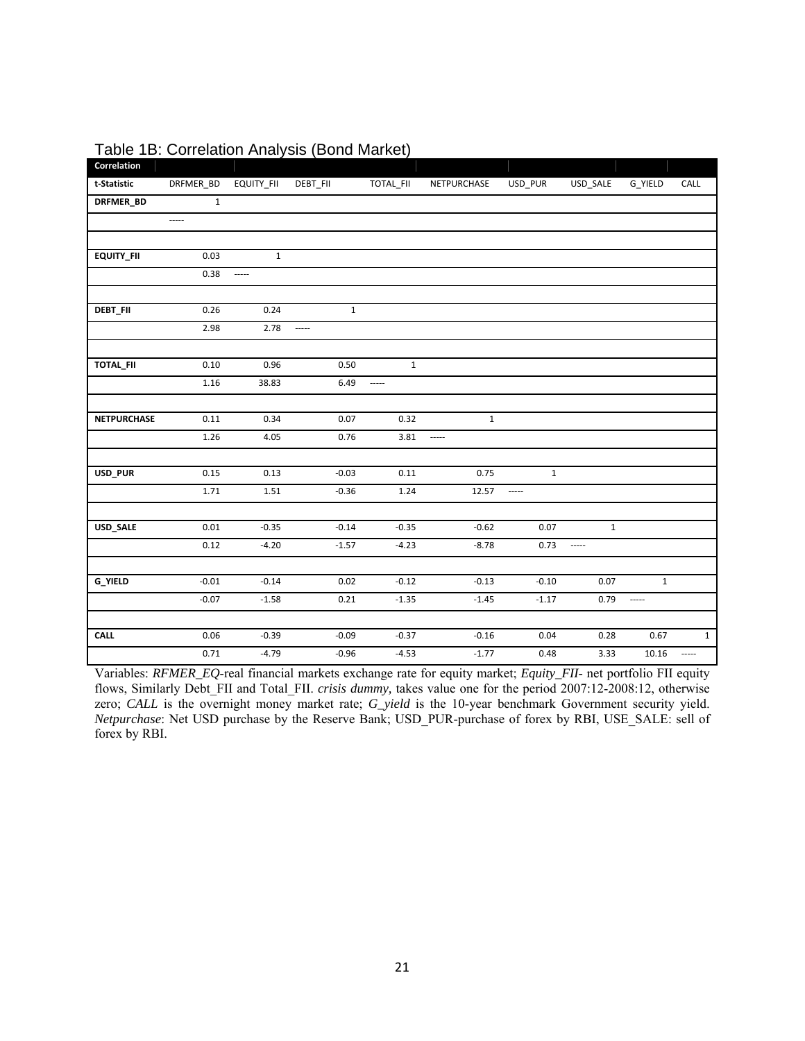Table 1B: Correlation Analysis (Bond Market)

| Correlation | | | | | | | | | |
|---|---|---|---|---|---|---|---|---|---|
| **t-Statistic** | DRFMER_BD | EQUITY_FII | DEBT_FII | TOTAL_FII | NETPURCHASE | USD_PUR | USD_SALE | G_YIELD | CALL |
| **DRFMER_BD** | 1 | | | | | | | | |
| | ----- | | | | | | | | |
| | | | | | | | | | |
| **EQUITY_FII** | 0.03 | 1 | | | | | | | |
| | 0.38 | ----- | | | | | | | |
| | | | | | | | | | |
| **DEBT_FII** | 0.26 | 0.24 | 1 | | | | | | |
| | 2.98 | 2.78 | ----- | | | | | | |
| | | | | | | | | | |
| **TOTAL_FII** | 0.10 | 0.96 | 0.50 | 1 | | | | | |
| | 1.16 | 38.83 | 6.49 | ----- | | | | | |
| | | | | | | | | | |
| **NETPURCHASE** | 0.11 | 0.34 | 0.07 | 0.32 | 1 | | | | |
| | 1.26 | 4.05 | 0.76 | 3.81 | ----- | | | | |
| | | | | | | | | | |
| **USD_PUR** | 0.15 | 0.13 | -0.03 | 0.11 | 0.75 | 1 | | | |
| | 1.71 | 1.51 | -0.36 | 1.24 | 12.57 | ----- | | | |
| | | | | | | | | | |
| **USD_SALE** | 0.01 | -0.35 | -0.14 | -0.35 | -0.62 | 0.07 | 1 | | |
| | 0.12 | -4.20 | -1.57 | -4.23 | -8.78 | 0.73 | ----- | | |
| | | | | | | | | | |
| **G_YIELD** | -0.01 | -0.14 | 0.02 | -0.12 | -0.13 | -0.10 | 0.07 | 1 | |
| | -0.07 | -1.58 | 0.21 | -1.35 | -1.45 | -1.17 | 0.79 | ----- | |
| | | | | | | | | | |
| **CALL** | 0.06 | -0.39 | -0.09 | -0.37 | -0.16 | 0.04 | 0.28 | 0.67 | 1 |
| | 0.71 | -4.79 | -0.96 | -4.53 | -1.77 | 0.48 | 3.33 | 10.16 | ----- |

Variables: *RFMER_EQ*-real financial markets exchange rate for equity market; *Equity_FII*- net portfolio FII equity flows, Similarly Debt_FII and Total_FII. *crisis dummy,* takes value one for the period 2007:12-2008:12, otherwise zero; *CALL* is the overnight money market rate; *G_yield* is the 10-year benchmark Government security yield. *Netpurchase*: Net USD purchase by the Reserve Bank; USD_PUR-purchase of forex by RBI, USE_SALE: sell of forex by RBI.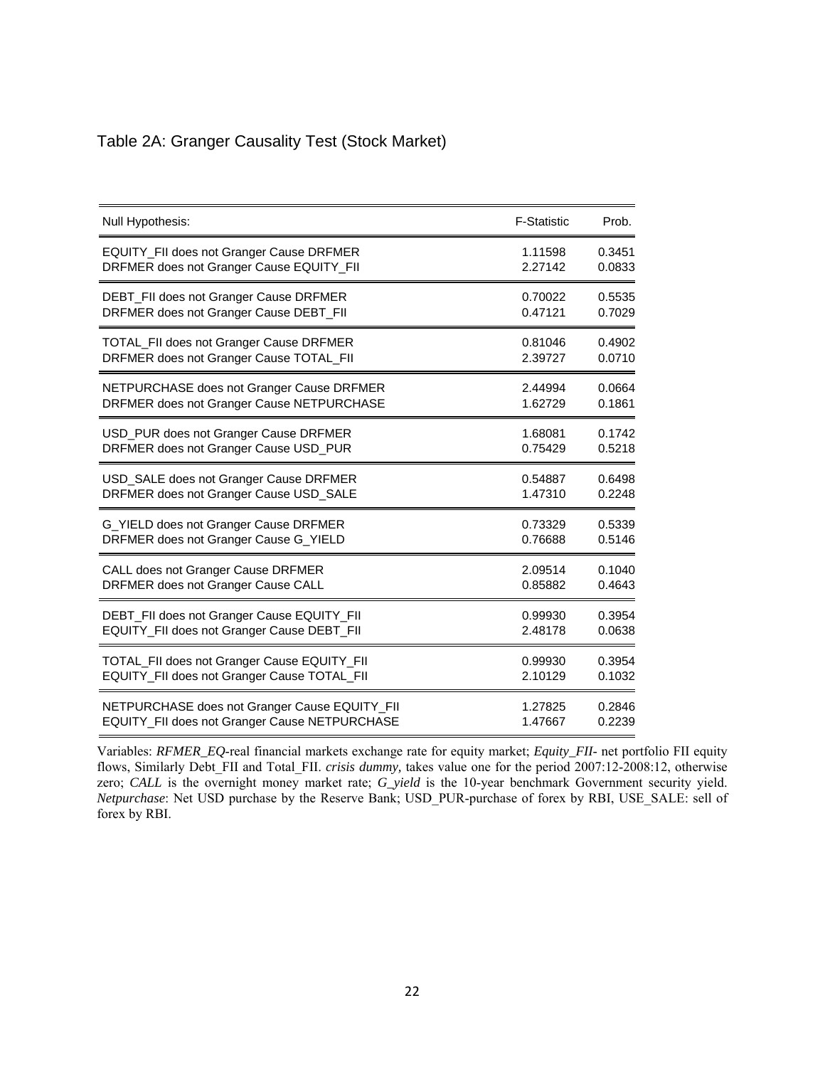Table 2A: Granger Causality Test (Stock Market)

| Null Hypothesis: | F-Statistic | Prob. |
|---|---|---|
| EQUITY_FII does not Granger Cause DRFMER | 1.11598 | 0.3451 |
| DRFMER does not Granger Cause EQUITY_FII | 2.27142 | 0.0833 |
| DEBT_FII does not Granger Cause DRFMER | 0.70022 | 0.5535 |
| DRFMER does not Granger Cause DEBT_FII | 0.47121 | 0.7029 |
| TOTAL_FII does not Granger Cause DRFMER | 0.81046 | 0.4902 |
| DRFMER does not Granger Cause TOTAL_FII | 2.39727 | 0.0710 |
| NETPURCHASE does not Granger Cause DRFMER | 2.44994 | 0.0664 |
| DRFMER does not Granger Cause NETPURCHASE | 1.62729 | 0.1861 |
| USD_PUR does not Granger Cause DRFMER | 1.68081 | 0.1742 |
| DRFMER does not Granger Cause USD_PUR | 0.75429 | 0.5218 |
| USD_SALE does not Granger Cause DRFMER | 0.54887 | 0.6498 |
| DRFMER does not Granger Cause USD_SALE | 1.47310 | 0.2248 |
| G_YIELD does not Granger Cause DRFMER | 0.73329 | 0.5339 |
| DRFMER does not Granger Cause G_YIELD | 0.76688 | 0.5146 |
| CALL does not Granger Cause DRFMER | 2.09514 | 0.1040 |
| DRFMER does not Granger Cause CALL | 0.85882 | 0.4643 |
| DEBT_FII does not Granger Cause EQUITY_FII | 0.99930 | 0.3954 |
| EQUITY_FII does not Granger Cause DEBT_FII | 2.48178 | 0.0638 |
| TOTAL_FII does not Granger Cause EQUITY_FII | 0.99930 | 0.3954 |
| EQUITY_FII does not Granger Cause TOTAL_FII | 2.10129 | 0.1032 |
| NETPURCHASE does not Granger Cause EQUITY_FII | 1.27825 | 0.2846 |
| EQUITY_FII does not Granger Cause NETPURCHASE | 1.47667 | 0.2239 |

Variables: *RFMER_EQ*-real financial markets exchange rate for equity market; *Equity_FII*- net portfolio FII equity flows, Similarly Debt_FII and Total_FII. *crisis dummy,* takes value one for the period 2007:12-2008:12, otherwise zero; *CALL* is the overnight money market rate; *G_yield* is the 10-year benchmark Government security yield. *Netpurchase*: Net USD purchase by the Reserve Bank; USD_PUR-purchase of forex by RBI, USE_SALE: sell of forex by RBI.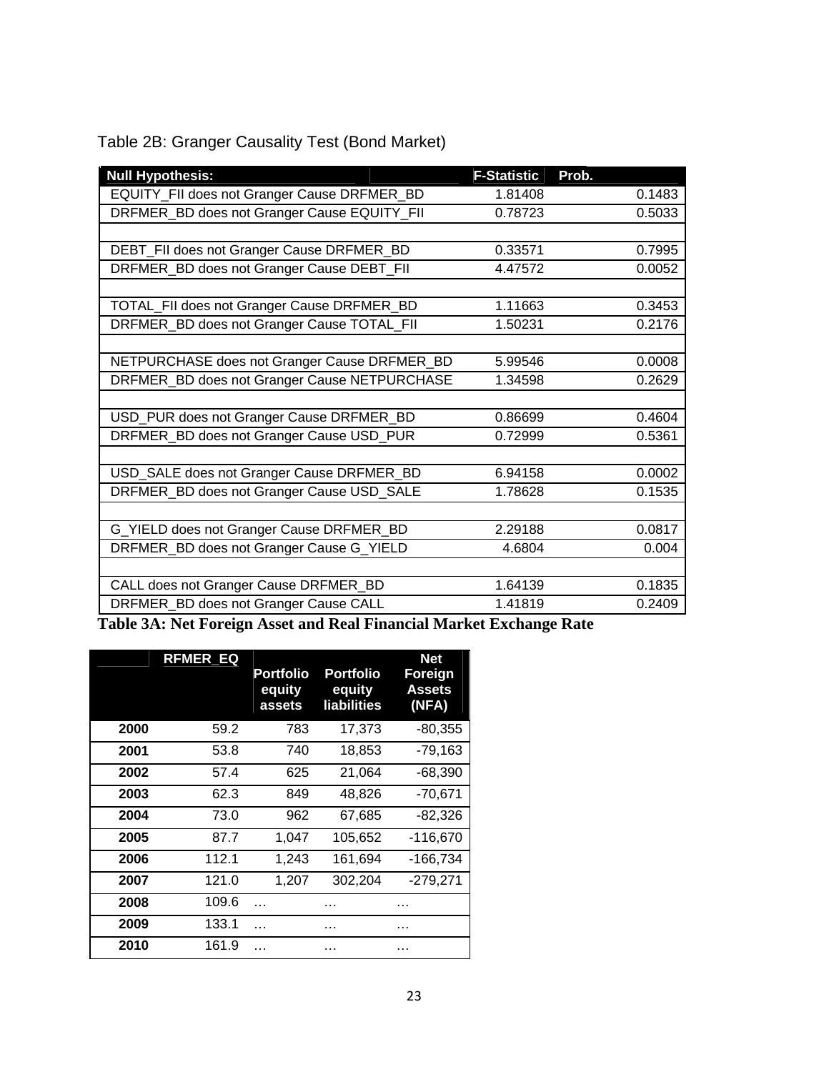Table 2B: Granger Causality Test (Bond Market)

| Null Hypothesis: | F-Statistic | Prob. |
|---|---|---|
| EQUITY_FII does not Granger Cause DRFMER_BD | 1.81408 | 0.1483 |
| DRFMER_BD does not Granger Cause EQUITY_FII | 0.78723 | 0.5033 |
| | | |
| DEBT_FII does not Granger Cause DRFMER_BD | 0.33571 | 0.7995 |
| DRFMER_BD does not Granger Cause DEBT_FII | 4.47572 | 0.0052 |
| | | |
| TOTAL_FII does not Granger Cause DRFMER_BD | 1.11663 | 0.3453 |
| DRFMER_BD does not Granger Cause TOTAL_FII | 1.50231 | 0.2176 |
| | | |
| NETPURCHASE does not Granger Cause DRFMER_BD | 5.99546 | 0.0008 |
| DRFMER_BD does not Granger Cause NETPURCHASE | 1.34598 | 0.2629 |
| | | |
| USD_PUR does not Granger Cause DRFMER_BD | 0.86699 | 0.4604 |
| DRFMER_BD does not Granger Cause USD_PUR | 0.72999 | 0.5361 |
| | | |
| USD_SALE does not Granger Cause DRFMER_BD | 6.94158 | 0.0002 |
| DRFMER_BD does not Granger Cause USD_SALE | 1.78628 | 0.1535 |
| | | |
| G_YIELD does not Granger Cause DRFMER_BD | 2.29188 | 0.0817 |
| DRFMER_BD does not Granger Cause G_YIELD | 4.6804 | 0.004 |
| | | |
| CALL does not Granger Cause DRFMER_BD | 1.64139 | 0.1835 |
| DRFMER_BD does not Granger Cause CALL | 1.41819 | 0.2409 |

**Table 3A: Net Foreign Asset and Real Financial Market Exchange Rate**

| | RFMER_EQ | Portfolio equity assets | Portfolio equity liabilities | Net Foreign Assets (NFA) |
|---|---|---|---|---|
| **2000** | 59.2 | 783 | 17,373 | -80,355 |
| **2001** | 53.8 | 740 | 18,853 | -79,163 |
| **2002** | 57.4 | 625 | 21,064 | -68,390 |
| **2003** | 62.3 | 849 | 48,826 | -70,671 |
| **2004** | 73.0 | 962 | 67,685 | -82,326 |
| **2005** | 87.7 | 1,047 | 105,652 | -116,670 |
| **2006** | 112.1 | 1,243 | 161,694 | -166,734 |
| **2007** | 121.0 | 1,207 | 302,204 | -279,271 |
| **2008** | 109.6 | … | … | … |
| **2009** | 133.1 | … | … | … |
| **2010** | 161.9 | … | … | … |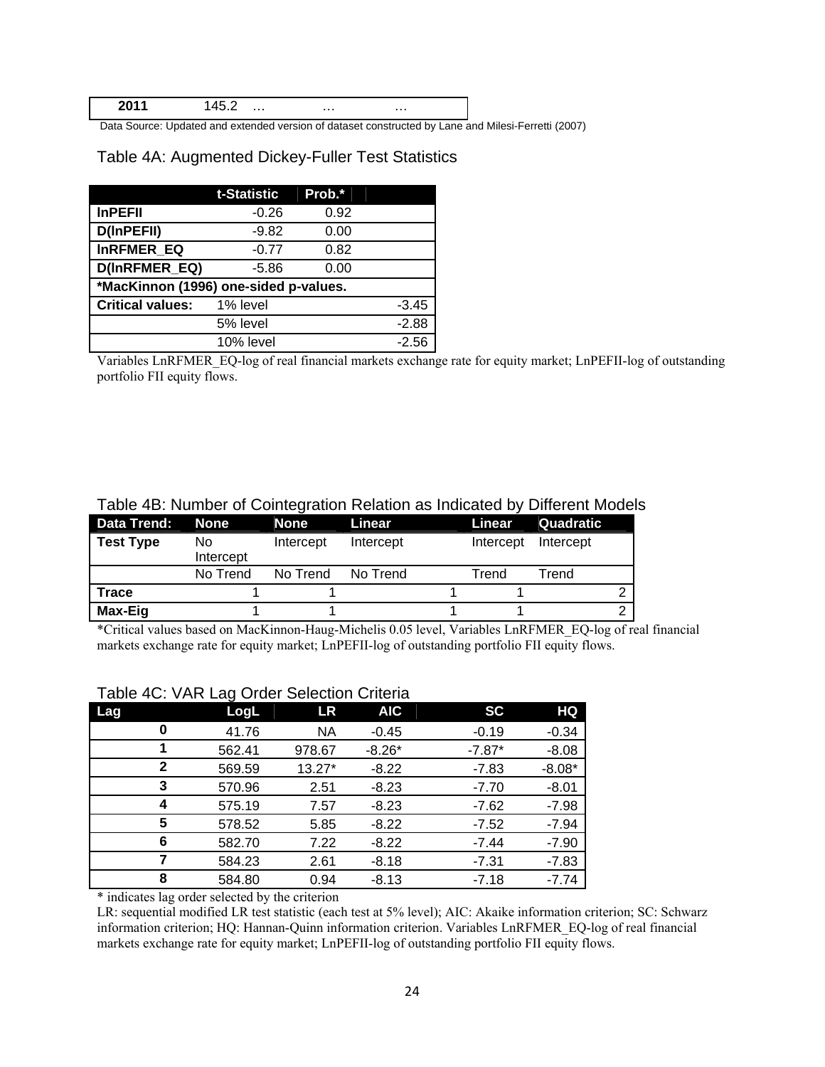| 2011 | 145.2 | … | … | … |
|---|---|---|---|---|

Data Source: Updated and extended version of dataset constructed by Lane and Milesi-Ferretti (2007)

Table 4A: Augmented Dickey-Fuller Test Statistics

| | t-Statistic | Prob.* | |
|---|---|---|---|
| **lnPEFII** | -0.26 | 0.92 | |
| **D(lnPEFII)** | -9.82 | 0.00 | |
| **lnRFMER_EQ** | -0.77 | 0.82 | |
| **D(lnRFMER_EQ)** | -5.86 | 0.00 | |
| ***MacKinnon (1996) one-sided p-values.** | | | |
| **Critical values:** | 1% level | | -3.45 |
| | 5% level | | -2.88 |
| | 10% level | | -2.56 |

Variables LnRFMER_EQ-log of real financial markets exchange rate for equity market; LnPEFII-log of outstanding portfolio FII equity flows.

Table 4B: Number of Cointegration Relation as Indicated by Different Models

| Data Trend: | None | None | Linear | Linear | Quadratic |
|---|---|---|---|---|---|
| **Test Type** | No Intercept | Intercept | Intercept | Intercept | Intercept |
| | No Trend | No Trend | No Trend | Trend | Trend |
| **Trace** | 1 | 1 | 1 | 1 | 2 |
| **Max-Eig** | 1 | 1 | 1 | 1 | 2 |

*Critical values based on MacKinnon-Haug-Michelis 0.05 level, Variables LnRFMER_EQ-log of real financial markets exchange rate for equity market; LnPEFII-log of outstanding portfolio FII equity flows.

Table 4C: VAR Lag Order Selection Criteria

| Lag | LogL | LR | AIC | SC | HQ |
|---|---|---|---|---|---|
| 0 | 41.76 | NA | -0.45 | -0.19 | -0.34 |
| 1 | 562.41 | 978.67 | -8.26* | -7.87* | -8.08 |
| 2 | 569.59 | 13.27* | -8.22 | -7.83 | -8.08* |
| 3 | 570.96 | 2.51 | -8.23 | -7.70 | -8.01 |
| 4 | 575.19 | 7.57 | -8.23 | -7.62 | -7.98 |
| 5 | 578.52 | 5.85 | -8.22 | -7.52 | -7.94 |
| 6 | 582.70 | 7.22 | -8.22 | -7.44 | -7.90 |
| 7 | 584.23 | 2.61 | -8.18 | -7.31 | -7.83 |
| 8 | 584.80 | 0.94 | -8.13 | -7.18 | -7.74 |

\* indicates lag order selected by the criterion

LR: sequential modified LR test statistic (each test at 5% level); AIC: Akaike information criterion; SC: Schwarz information criterion; HQ: Hannan-Quinn information criterion. Variables LnRFMER_EQ-log of real financial markets exchange rate for equity market; LnPEFII-log of outstanding portfolio FII equity flows.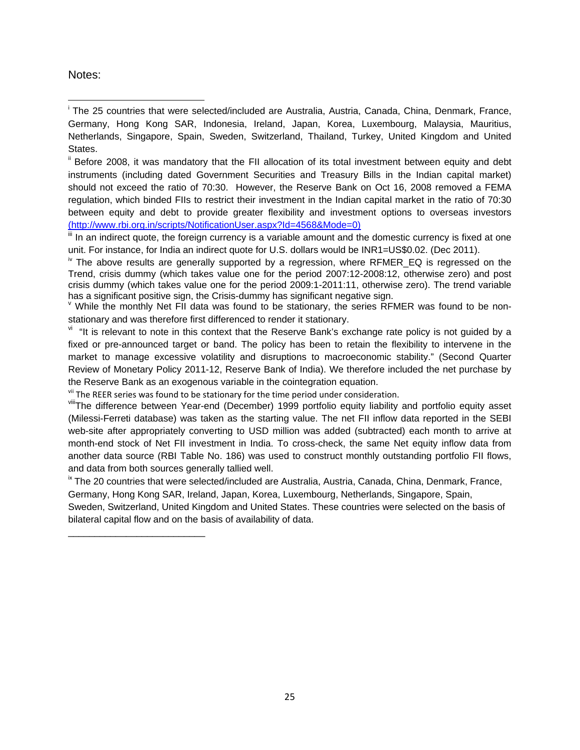Notes:

[i] The 25 countries that were selected/included are Australia, Austria, Canada, China, Denmark, France, Germany, Hong Kong SAR, Indonesia, Ireland, Japan, Korea, Luxembourg, Malaysia, Mauritius, Netherlands, Singapore, Spain, Sweden, Switzerland, Thailand, Turkey, United Kingdom and United States.

[ii] Before 2008, it was mandatory that the FII allocation of its total investment between equity and debt instruments (including dated Government Securities and Treasury Bills in the Indian capital market) should not exceed the ratio of 70:30. However, the Reserve Bank on Oct 16, 2008 removed a FEMA regulation, which binded FIIs to restrict their investment in the Indian capital market in the ratio of 70:30 between equity and debt to provide greater flexibility and investment options to overseas investors (http://www.rbi.org.in/scripts/NotificationUser.aspx?Id=4568&Mode=0)

[iii] In an indirect quote, the foreign currency is a variable amount and the domestic currency is fixed at one unit. For instance, for India an indirect quote for U.S. dollars would be INR1=US$0.02. (Dec 2011).

[iv] The above results are generally supported by a regression, where RFMER_EQ is regressed on the Trend, crisis dummy (which takes value one for the period 2007:12-2008:12, otherwise zero) and post crisis dummy (which takes value one for the period 2009:1-2011:11, otherwise zero). The trend variable has a significant positive sign, the Crisis-dummy has significant negative sign.

[v] While the monthly Net FII data was found to be stationary, the series RFMER was found to be non-stationary and was therefore first differenced to render it stationary.

[vi] "It is relevant to note in this context that the Reserve Bank's exchange rate policy is not guided by a fixed or pre-announced target or band. The policy has been to retain the flexibility to intervene in the market to manage excessive volatility and disruptions to macroeconomic stability." (Second Quarter Review of Monetary Policy 2011-12, Reserve Bank of India). We therefore included the net purchase by the Reserve Bank as an exogenous variable in the cointegration equation.

[vii] The REER series was found to be stationary for the time period under consideration.

[viii] The difference between Year-end (December) 1999 portfolio equity liability and portfolio equity asset (Milessi-Ferreti database) was taken as the starting value. The net FII inflow data reported in the SEBI web-site after appropriately converting to USD million was added (subtracted) each month to arrive at month-end stock of Net FII investment in India. To cross-check, the same Net equity inflow data from another data source (RBI Table No. 186) was used to construct monthly outstanding portfolio FII flows, and data from both sources generally tallied well.

[ix] The 20 countries that were selected/included are Australia, Austria, Canada, China, Denmark, France, Germany, Hong Kong SAR, Ireland, Japan, Korea, Luxembourg, Netherlands, Singapore, Spain, Sweden, Switzerland, United Kingdom and United States. These countries were selected on the basis of bilateral capital flow and on the basis of availability of data.